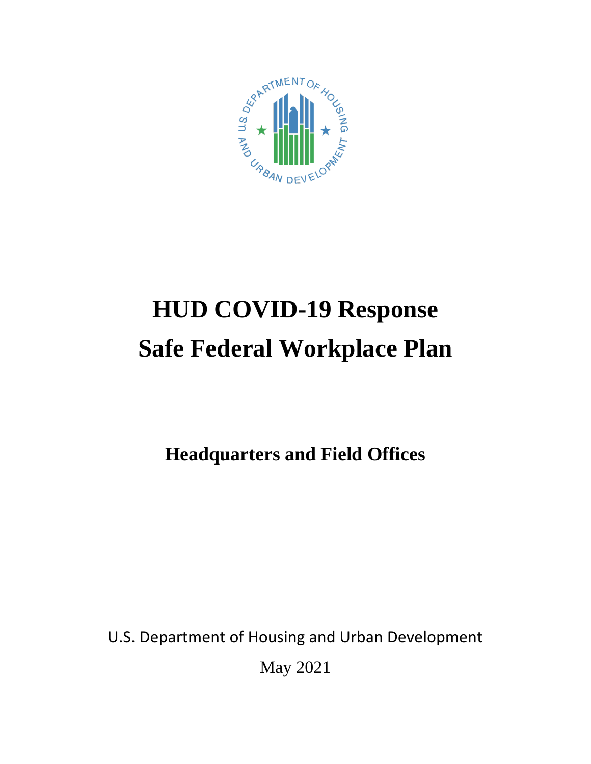# HUD COVID-19 Response
# Safe Federal Workplace Plan

## Headquarters and Field Offices

U.S. Department of Housing and Urban Development

May 2021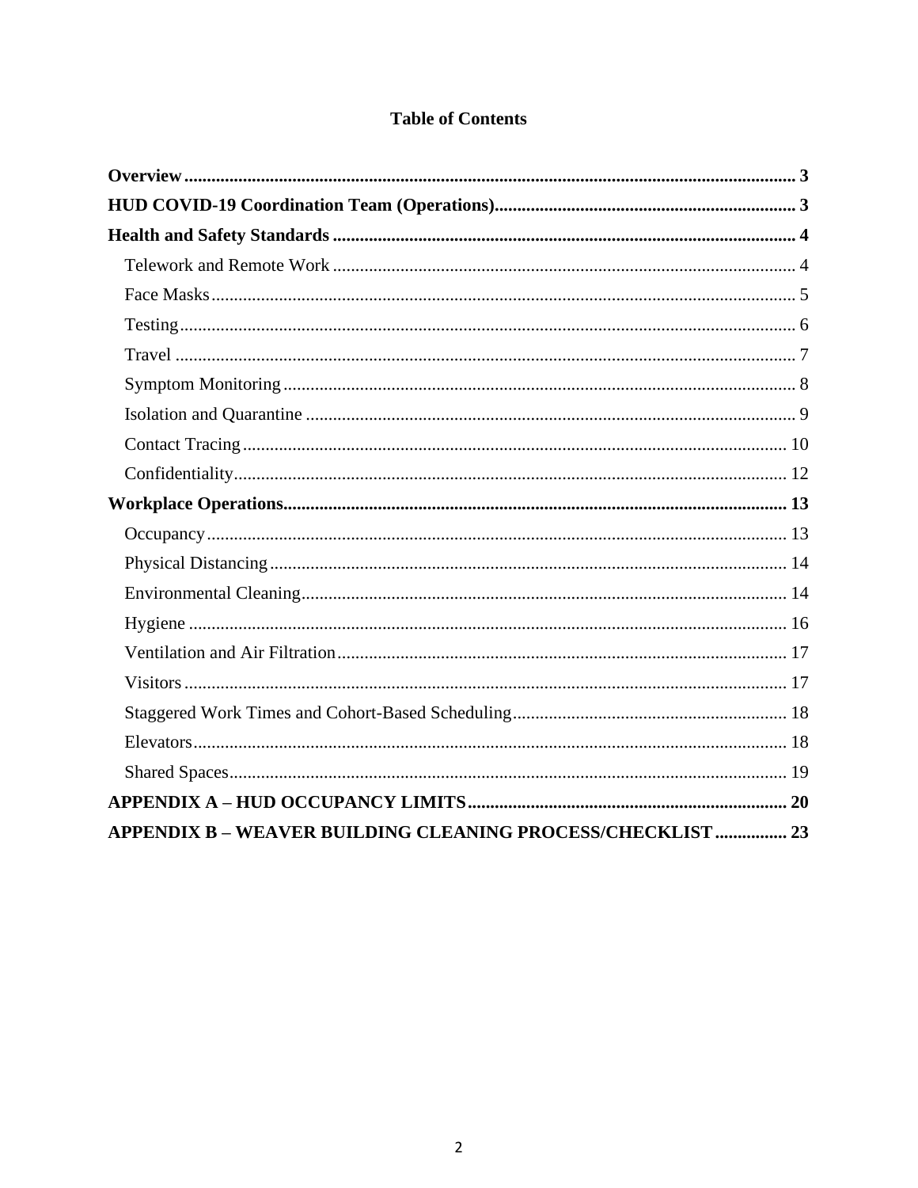**Table of Contents**

**Overview** ........ 3

**HUD COVID-19 Coordination Team (Operations)** ........ 3

**Health and Safety Standards** ........ 4

- Telework and Remote Work ........ 4
- Face Masks ........ 5
- Testing ........ 6
- Travel ........ 7
- Symptom Monitoring ........ 8
- Isolation and Quarantine ........ 9
- Contact Tracing ........ 10
- Confidentiality ........ 12

**Workplace Operations** ........ 13

- Occupancy ........ 13
- Physical Distancing ........ 14
- Environmental Cleaning ........ 14
- Hygiene ........ 16
- Ventilation and Air Filtration ........ 17
- Visitors ........ 17
- Staggered Work Times and Cohort-Based Scheduling ........ 18
- Elevators ........ 18
- Shared Spaces ........ 19

**APPENDIX A – HUD OCCUPANCY LIMITS** ........ 20

**APPENDIX B – WEAVER BUILDING CLEANING PROCESS/CHECKLIST** ........ 23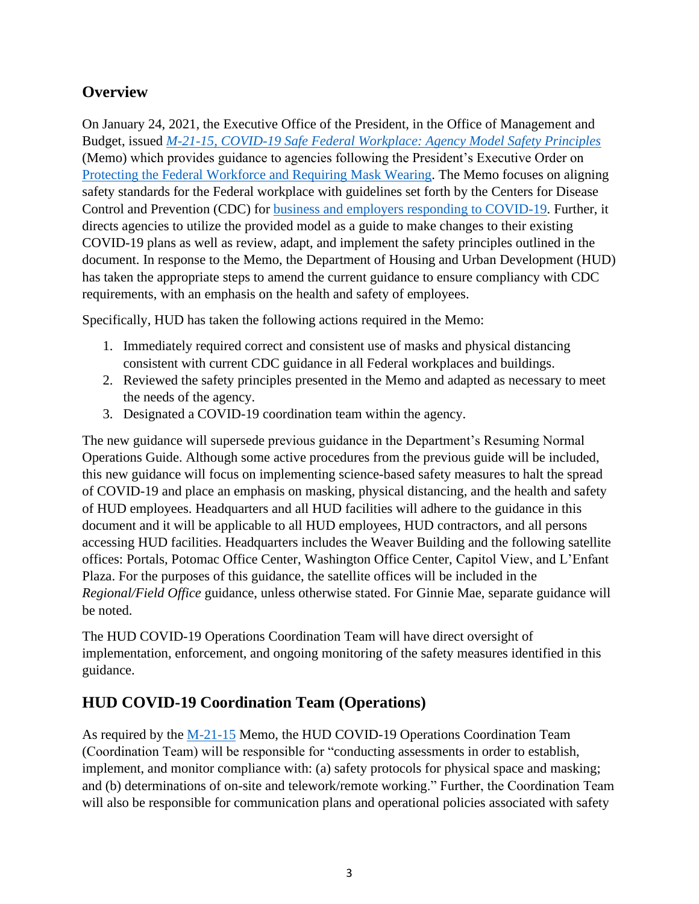## Overview

On January 24, 2021, the Executive Office of the President, in the Office of Management and Budget, issued *M-21-15, COVID-19 Safe Federal Workplace: Agency Model Safety Principles* (Memo) which provides guidance to agencies following the President's Executive Order on Protecting the Federal Workforce and Requiring Mask Wearing. The Memo focuses on aligning safety standards for the Federal workplace with guidelines set forth by the Centers for Disease Control and Prevention (CDC) for business and employers responding to COVID-19. Further, it directs agencies to utilize the provided model as a guide to make changes to their existing COVID-19 plans as well as review, adapt, and implement the safety principles outlined in the document. In response to the Memo, the Department of Housing and Urban Development (HUD) has taken the appropriate steps to amend the current guidance to ensure compliancy with CDC requirements, with an emphasis on the health and safety of employees.

Specifically, HUD has taken the following actions required in the Memo:

1. Immediately required correct and consistent use of masks and physical distancing consistent with current CDC guidance in all Federal workplaces and buildings.
2. Reviewed the safety principles presented in the Memo and adapted as necessary to meet the needs of the agency.
3. Designated a COVID-19 coordination team within the agency.

The new guidance will supersede previous guidance in the Department's Resuming Normal Operations Guide. Although some active procedures from the previous guide will be included, this new guidance will focus on implementing science-based safety measures to halt the spread of COVID-19 and place an emphasis on masking, physical distancing, and the health and safety of HUD employees. Headquarters and all HUD facilities will adhere to the guidance in this document and it will be applicable to all HUD employees, HUD contractors, and all persons accessing HUD facilities. Headquarters includes the Weaver Building and the following satellite offices: Portals, Potomac Office Center, Washington Office Center, Capitol View, and L'Enfant Plaza. For the purposes of this guidance, the satellite offices will be included in the *Regional/Field Office* guidance, unless otherwise stated. For Ginnie Mae, separate guidance will be noted.

The HUD COVID-19 Operations Coordination Team will have direct oversight of implementation, enforcement, and ongoing monitoring of the safety measures identified in this guidance.

## HUD COVID-19 Coordination Team (Operations)

As required by the M-21-15 Memo, the HUD COVID-19 Operations Coordination Team (Coordination Team) will be responsible for "conducting assessments in order to establish, implement, and monitor compliance with: (a) safety protocols for physical space and masking; and (b) determinations of on-site and telework/remote working." Further, the Coordination Team will also be responsible for communication plans and operational policies associated with safety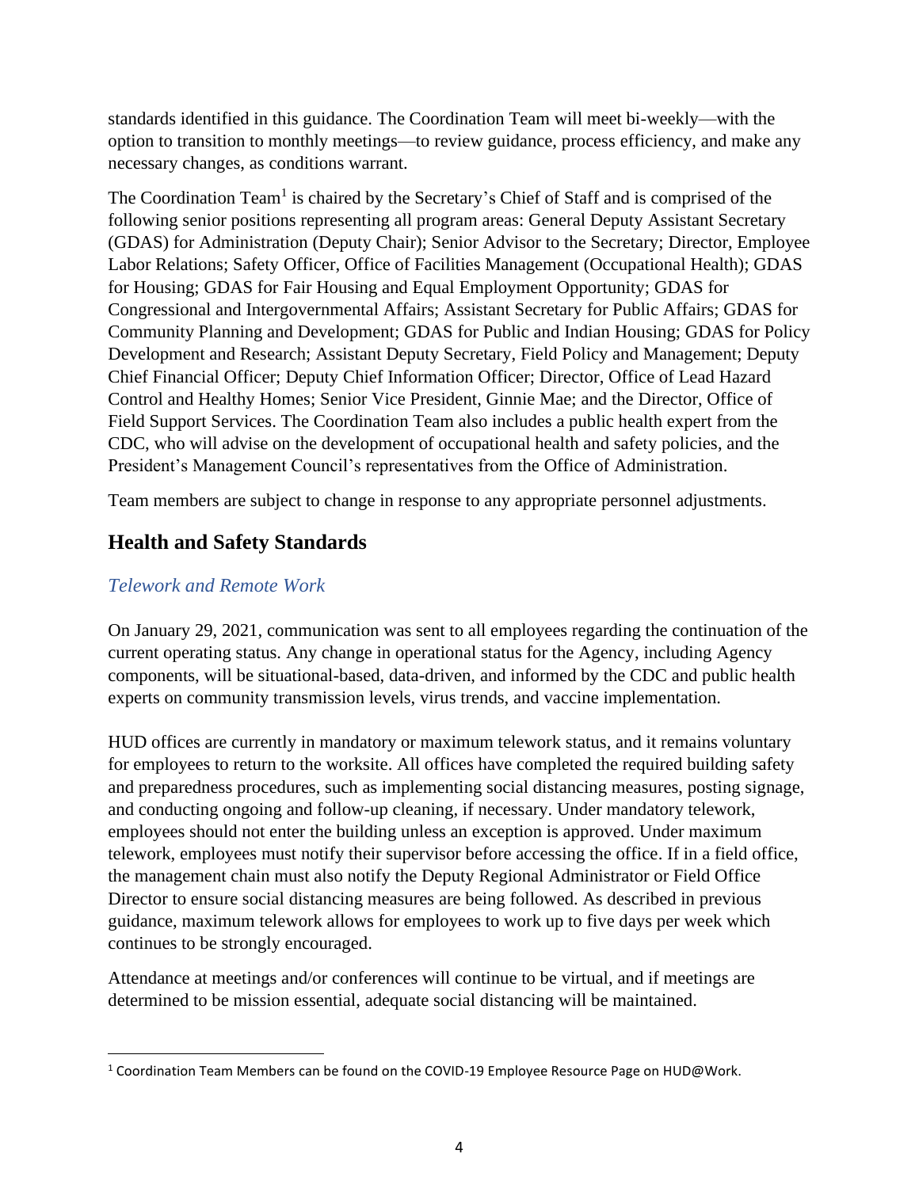standards identified in this guidance. The Coordination Team will meet bi-weekly—with the option to transition to monthly meetings—to review guidance, process efficiency, and make any necessary changes, as conditions warrant.

The Coordination Team[1] is chaired by the Secretary's Chief of Staff and is comprised of the following senior positions representing all program areas: General Deputy Assistant Secretary (GDAS) for Administration (Deputy Chair); Senior Advisor to the Secretary; Director, Employee Labor Relations; Safety Officer, Office of Facilities Management (Occupational Health); GDAS for Housing; GDAS for Fair Housing and Equal Employment Opportunity; GDAS for Congressional and Intergovernmental Affairs; Assistant Secretary for Public Affairs; GDAS for Community Planning and Development; GDAS for Public and Indian Housing; GDAS for Policy Development and Research; Assistant Deputy Secretary, Field Policy and Management; Deputy Chief Financial Officer; Deputy Chief Information Officer; Director, Office of Lead Hazard Control and Healthy Homes; Senior Vice President, Ginnie Mae; and the Director, Office of Field Support Services. The Coordination Team also includes a public health expert from the CDC, who will advise on the development of occupational health and safety policies, and the President's Management Council's representatives from the Office of Administration.

Team members are subject to change in response to any appropriate personnel adjustments.

## Health and Safety Standards

### *Telework and Remote Work*

On January 29, 2021, communication was sent to all employees regarding the continuation of the current operating status. Any change in operational status for the Agency, including Agency components, will be situational-based, data-driven, and informed by the CDC and public health experts on community transmission levels, virus trends, and vaccine implementation.

HUD offices are currently in mandatory or maximum telework status, and it remains voluntary for employees to return to the worksite. All offices have completed the required building safety and preparedness procedures, such as implementing social distancing measures, posting signage, and conducting ongoing and follow-up cleaning, if necessary. Under mandatory telework, employees should not enter the building unless an exception is approved. Under maximum telework, employees must notify their supervisor before accessing the office. If in a field office, the management chain must also notify the Deputy Regional Administrator or Field Office Director to ensure social distancing measures are being followed. As described in previous guidance, maximum telework allows for employees to work up to five days per week which continues to be strongly encouraged.

Attendance at meetings and/or conferences will continue to be virtual, and if meetings are determined to be mission essential, adequate social distancing will be maintained.

---

[1] Coordination Team Members can be found on the COVID-19 Employee Resource Page on HUD@Work.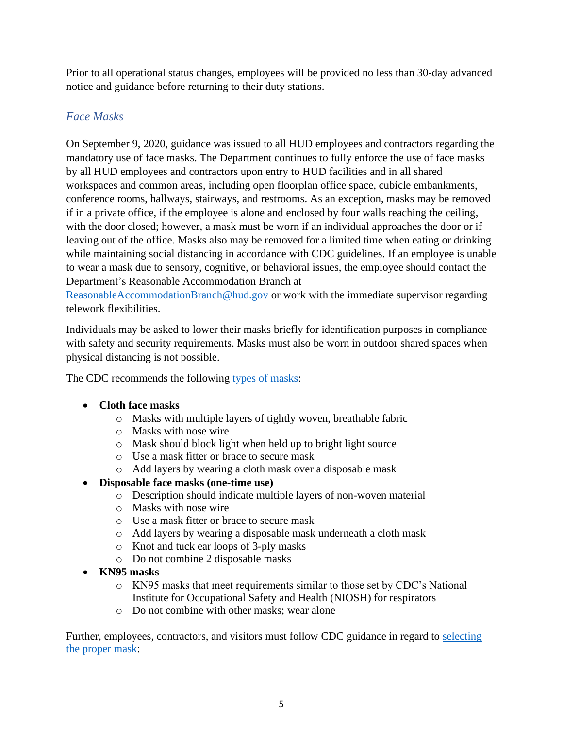Prior to all operational status changes, employees will be provided no less than 30-day advanced notice and guidance before returning to their duty stations.

### *Face Masks*

On September 9, 2020, guidance was issued to all HUD employees and contractors regarding the mandatory use of face masks. The Department continues to fully enforce the use of face masks by all HUD employees and contractors upon entry to HUD facilities and in all shared workspaces and common areas, including open floorplan office space, cubicle embankments, conference rooms, hallways, stairways, and restrooms. As an exception, masks may be removed if in a private office, if the employee is alone and enclosed by four walls reaching the ceiling, with the door closed; however, a mask must be worn if an individual approaches the door or if leaving out of the office. Masks also may be removed for a limited time when eating or drinking while maintaining social distancing in accordance with CDC guidelines. If an employee is unable to wear a mask due to sensory, cognitive, or behavioral issues, the employee should contact the Department's Reasonable Accommodation Branch at [ReasonableAccommodationBranch@hud.gov](mailto:ReasonableAccommodationBranch@hud.gov) or work with the immediate supervisor regarding telework flexibilities.

Individuals may be asked to lower their masks briefly for identification purposes in compliance with safety and security requirements. Masks must also be worn in outdoor shared spaces when physical distancing is not possible.

The CDC recommends the following types of masks:

- **Cloth face masks**
  - Masks with multiple layers of tightly woven, breathable fabric
  - Masks with nose wire
  - Mask should block light when held up to bright light source
  - Use a mask fitter or brace to secure mask
  - Add layers by wearing a cloth mask over a disposable mask
- **Disposable face masks (one-time use)**
  - Description should indicate multiple layers of non-woven material
  - Masks with nose wire
  - Use a mask fitter or brace to secure mask
  - Add layers by wearing a disposable mask underneath a cloth mask
  - Knot and tuck ear loops of 3-ply masks
  - Do not combine 2 disposable masks
- **KN95 masks**
  - KN95 masks that meet requirements similar to those set by CDC's National Institute for Occupational Safety and Health (NIOSH) for respirators
  - Do not combine with other masks; wear alone

Further, employees, contractors, and visitors must follow CDC guidance in regard to selecting the proper mask: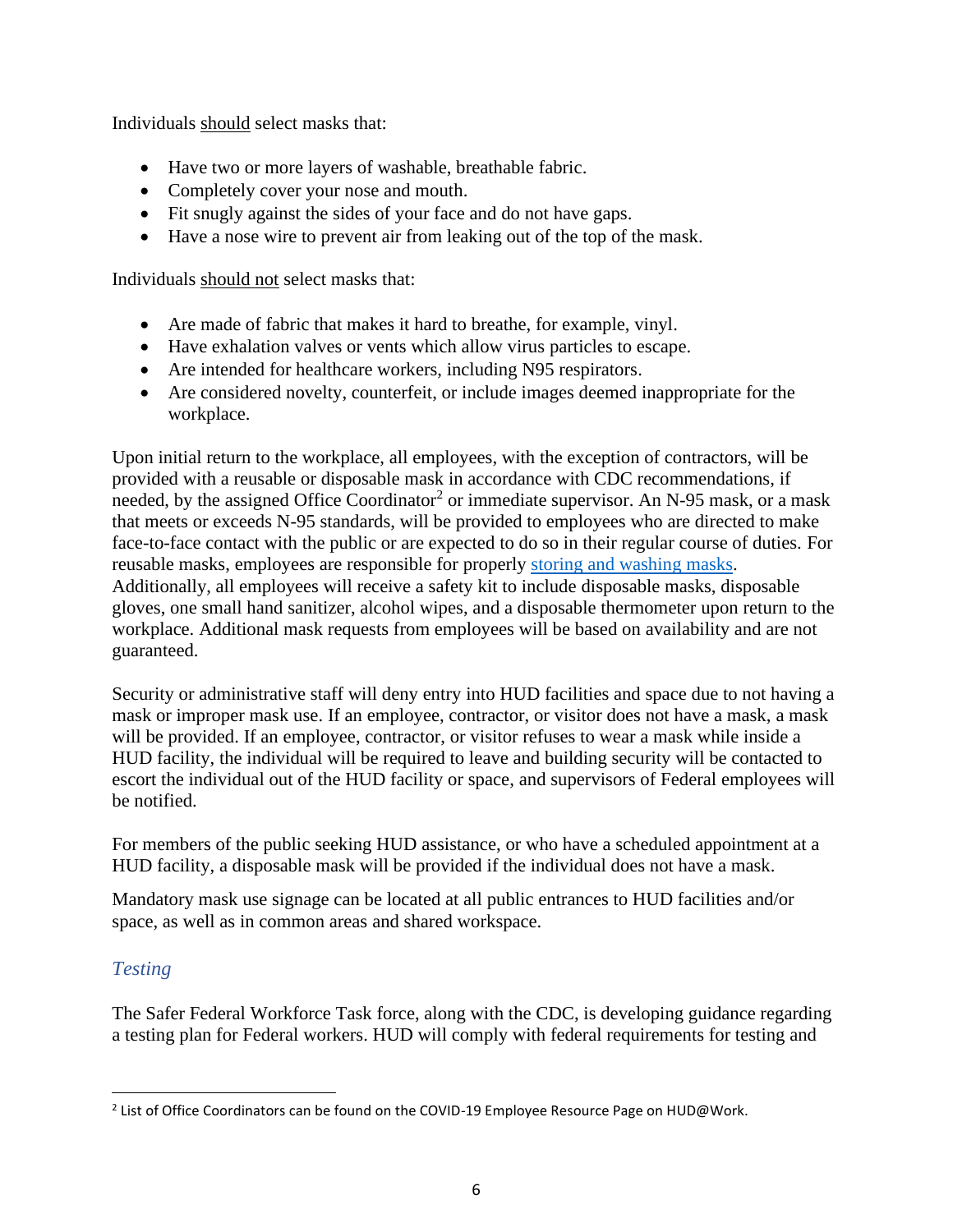Individuals <u>should</u> select masks that:

- Have two or more layers of washable, breathable fabric.
- Completely cover your nose and mouth.
- Fit snugly against the sides of your face and do not have gaps.
- Have a nose wire to prevent air from leaking out of the top of the mask.

Individuals <u>should not</u> select masks that:

- Are made of fabric that makes it hard to breathe, for example, vinyl.
- Have exhalation valves or vents which allow virus particles to escape.
- Are intended for healthcare workers, including N95 respirators.
- Are considered novelty, counterfeit, or include images deemed inappropriate for the workplace.

Upon initial return to the workplace, all employees, with the exception of contractors, will be provided with a reusable or disposable mask in accordance with CDC recommendations, if needed, by the assigned Office Coordinator[2] or immediate supervisor. An N-95 mask, or a mask that meets or exceeds N-95 standards, will be provided to employees who are directed to make face-to-face contact with the public or are expected to do so in their regular course of duties. For reusable masks, employees are responsible for properly storing and washing masks. Additionally, all employees will receive a safety kit to include disposable masks, disposable gloves, one small hand sanitizer, alcohol wipes, and a disposable thermometer upon return to the workplace. Additional mask requests from employees will be based on availability and are not guaranteed.

Security or administrative staff will deny entry into HUD facilities and space due to not having a mask or improper mask use. If an employee, contractor, or visitor does not have a mask, a mask will be provided. If an employee, contractor, or visitor refuses to wear a mask while inside a HUD facility, the individual will be required to leave and building security will be contacted to escort the individual out of the HUD facility or space, and supervisors of Federal employees will be notified.

For members of the public seeking HUD assistance, or who have a scheduled appointment at a HUD facility, a disposable mask will be provided if the individual does not have a mask.

Mandatory mask use signage can be located at all public entrances to HUD facilities and/or space, as well as in common areas and shared workspace.

### *Testing*

The Safer Federal Workforce Task force, along with the CDC, is developing guidance regarding a testing plan for Federal workers. HUD will comply with federal requirements for testing and

---

[2] List of Office Coordinators can be found on the COVID-19 Employee Resource Page on HUD@Work.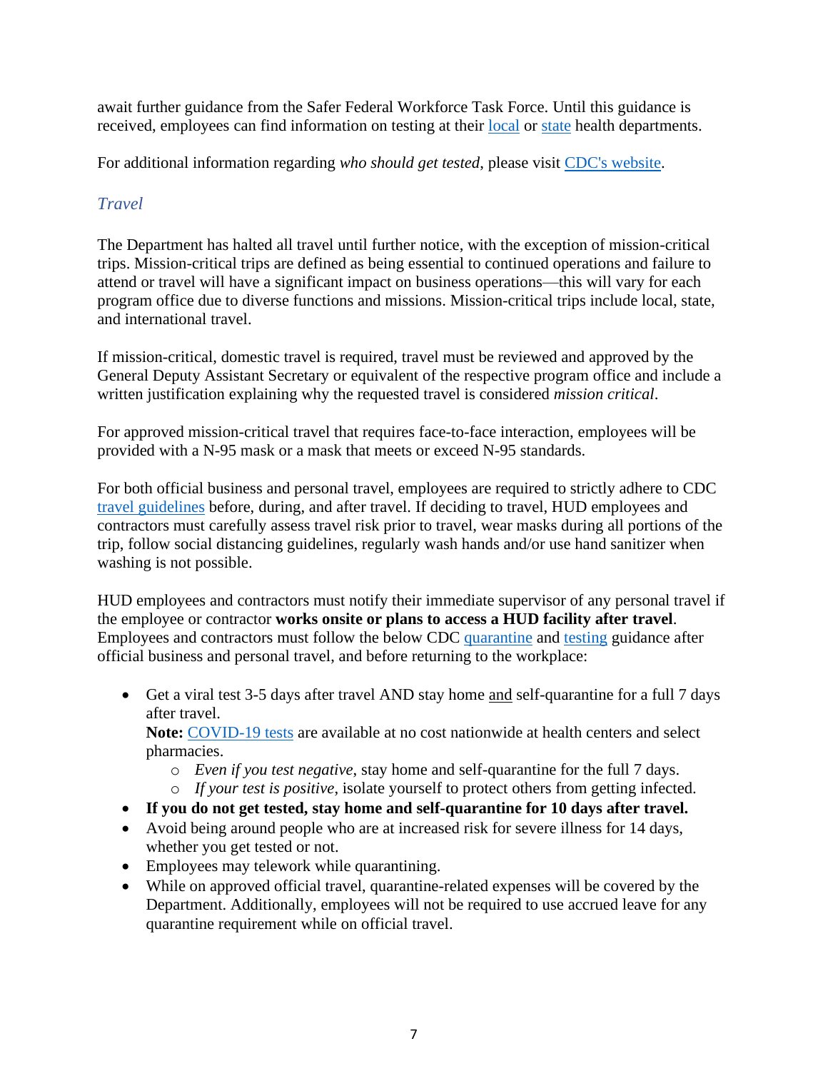await further guidance from the Safer Federal Workforce Task Force. Until this guidance is received, employees can find information on testing at their local or state health departments.

For additional information regarding *who should get tested*, please visit CDC's website.

### *Travel*

The Department has halted all travel until further notice, with the exception of mission-critical trips. Mission-critical trips are defined as being essential to continued operations and failure to attend or travel will have a significant impact on business operations—this will vary for each program office due to diverse functions and missions. Mission-critical trips include local, state, and international travel.

If mission-critical, domestic travel is required, travel must be reviewed and approved by the General Deputy Assistant Secretary or equivalent of the respective program office and include a written justification explaining why the requested travel is considered *mission critical*.

For approved mission-critical travel that requires face-to-face interaction, employees will be provided with a N-95 mask or a mask that meets or exceed N-95 standards.

For both official business and personal travel, employees are required to strictly adhere to CDC travel guidelines before, during, and after travel. If deciding to travel, HUD employees and contractors must carefully assess travel risk prior to travel, wear masks during all portions of the trip, follow social distancing guidelines, regularly wash hands and/or use hand sanitizer when washing is not possible.

HUD employees and contractors must notify their immediate supervisor of any personal travel if the employee or contractor **works onsite or plans to access a HUD facility after travel**. Employees and contractors must follow the below CDC quarantine and testing guidance after official business and personal travel, and before returning to the workplace:

- Get a viral test 3-5 days after travel AND stay home and self-quarantine for a full 7 days after travel.
  **Note:** COVID-19 tests are available at no cost nationwide at health centers and select pharmacies.
  - *Even if you test negative*, stay home and self-quarantine for the full 7 days.
  - *If your test is positive*, isolate yourself to protect others from getting infected.
- **If you do not get tested, stay home and self-quarantine for 10 days after travel.**
- Avoid being around people who are at increased risk for severe illness for 14 days, whether you get tested or not.
- Employees may telework while quarantining.
- While on approved official travel, quarantine-related expenses will be covered by the Department. Additionally, employees will not be required to use accrued leave for any quarantine requirement while on official travel.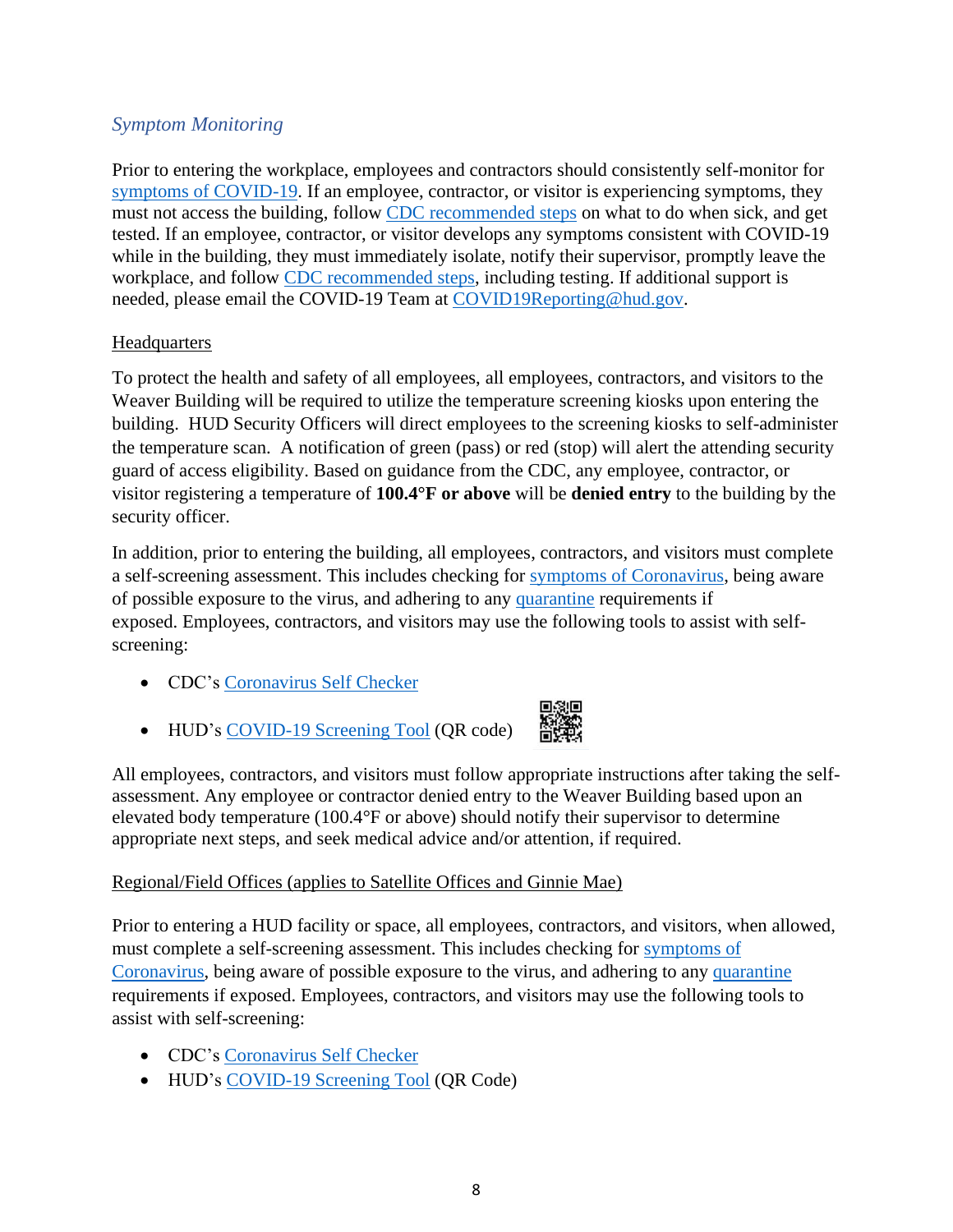### *Symptom Monitoring*

Prior to entering the workplace, employees and contractors should consistently self-monitor for symptoms of COVID-19. If an employee, contractor, or visitor is experiencing symptoms, they must not access the building, follow CDC recommended steps on what to do when sick, and get tested. If an employee, contractor, or visitor develops any symptoms consistent with COVID-19 while in the building, they must immediately isolate, notify their supervisor, promptly leave the workplace, and follow CDC recommended steps, including testing. If additional support is needed, please email the COVID-19 Team at COVID19Reporting@hud.gov.

#### Headquarters

To protect the health and safety of all employees, all employees, contractors, and visitors to the Weaver Building will be required to utilize the temperature screening kiosks upon entering the building. HUD Security Officers will direct employees to the screening kiosks to self-administer the temperature scan. A notification of green (pass) or red (stop) will alert the attending security guard of access eligibility. Based on guidance from the CDC, any employee, contractor, or visitor registering a temperature of **100.4°F or above** will be **denied entry** to the building by the security officer.

In addition, prior to entering the building, all employees, contractors, and visitors must complete a self-screening assessment. This includes checking for symptoms of Coronavirus, being aware of possible exposure to the virus, and adhering to any quarantine requirements if exposed. Employees, contractors, and visitors may use the following tools to assist with self-screening:

- CDC's Coronavirus Self Checker
- HUD's COVID-19 Screening Tool (QR code)

All employees, contractors, and visitors must follow appropriate instructions after taking the self-assessment. Any employee or contractor denied entry to the Weaver Building based upon an elevated body temperature (100.4°F or above) should notify their supervisor to determine appropriate next steps, and seek medical advice and/or attention, if required.

#### Regional/Field Offices (applies to Satellite Offices and Ginnie Mae)

Prior to entering a HUD facility or space, all employees, contractors, and visitors, when allowed, must complete a self-screening assessment. This includes checking for symptoms of Coronavirus, being aware of possible exposure to the virus, and adhering to any quarantine requirements if exposed. Employees, contractors, and visitors may use the following tools to assist with self-screening:

- CDC's Coronavirus Self Checker
- HUD's COVID-19 Screening Tool (QR Code)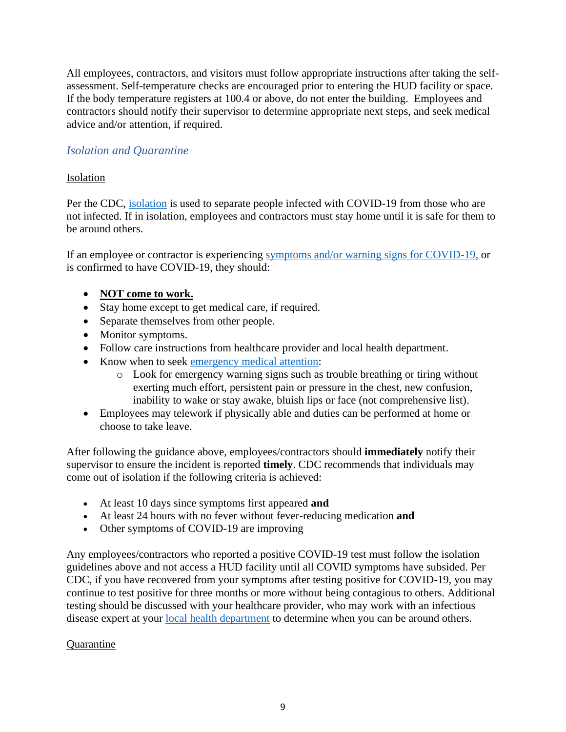All employees, contractors, and visitors must follow appropriate instructions after taking the self-assessment. Self-temperature checks are encouraged prior to entering the HUD facility or space. If the body temperature registers at 100.4 or above, do not enter the building. Employees and contractors should notify their supervisor to determine appropriate next steps, and seek medical advice and/or attention, if required.

### *Isolation and Quarantine*

#### Isolation

Per the CDC, isolation is used to separate people infected with COVID-19 from those who are not infected. If in isolation, employees and contractors must stay home until it is safe for them to be around others.

If an employee or contractor is experiencing symptoms and/or warning signs for COVID-19, or is confirmed to have COVID-19, they should:

- **NOT come to work.**
- Stay home except to get medical care, if required.
- Separate themselves from other people.
- Monitor symptoms.
- Follow care instructions from healthcare provider and local health department.
- Know when to seek emergency medical attention:
    - Look for emergency warning signs such as trouble breathing or tiring without exerting much effort, persistent pain or pressure in the chest, new confusion, inability to wake or stay awake, bluish lips or face (not comprehensive list).
- Employees may telework if physically able and duties can be performed at home or choose to take leave.

After following the guidance above, employees/contractors should **immediately** notify their supervisor to ensure the incident is reported **timely**. CDC recommends that individuals may come out of isolation if the following criteria is achieved:

- At least 10 days since symptoms first appeared **and**
- At least 24 hours with no fever without fever-reducing medication **and**
- Other symptoms of COVID-19 are improving

Any employees/contractors who reported a positive COVID-19 test must follow the isolation guidelines above and not access a HUD facility until all COVID symptoms have subsided. Per CDC, if you have recovered from your symptoms after testing positive for COVID-19, you may continue to test positive for three months or more without being contagious to others. Additional testing should be discussed with your healthcare provider, who may work with an infectious disease expert at your local health department to determine when you can be around others.

#### Quarantine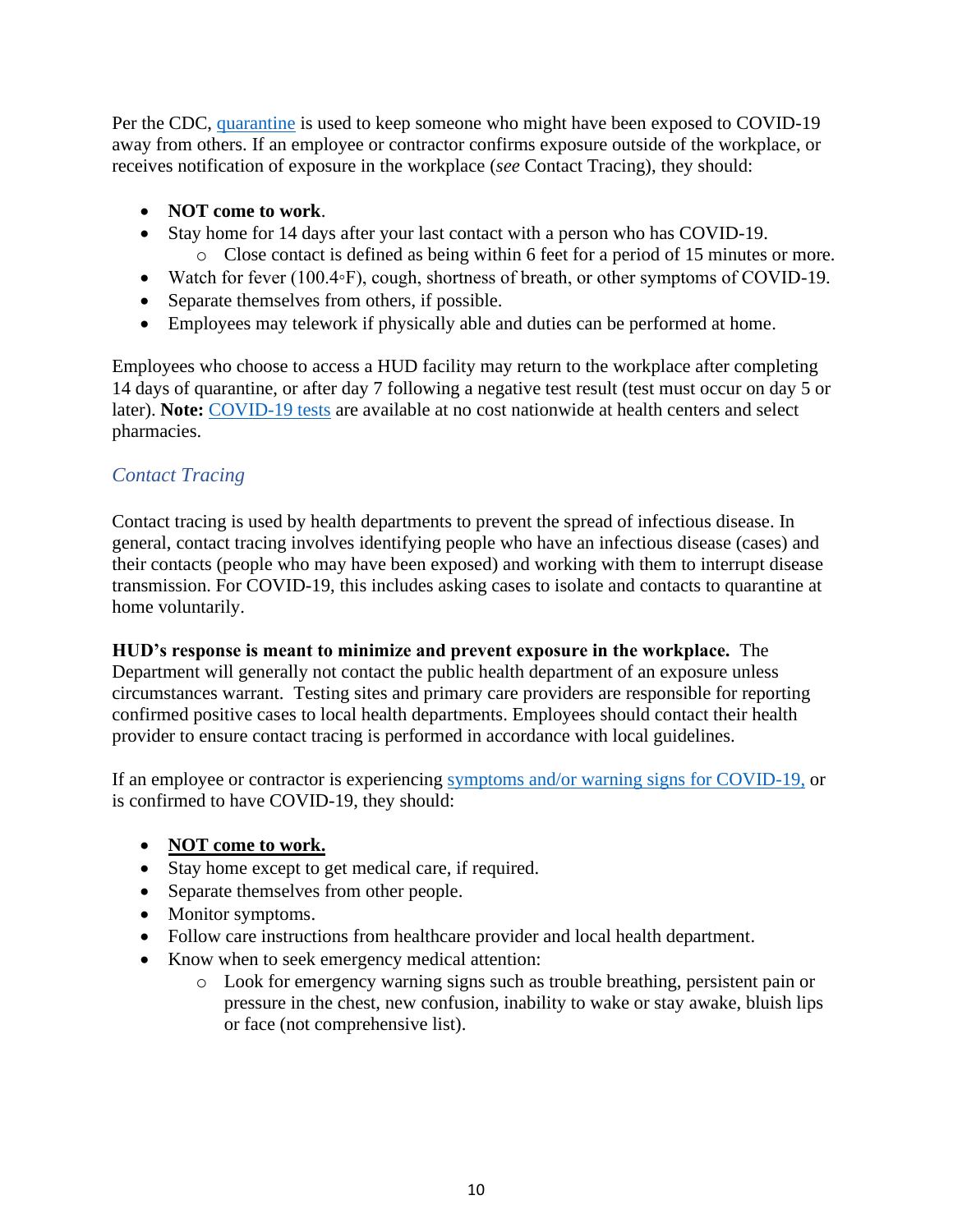Per the CDC, [quarantine] is used to keep someone who might have been exposed to COVID-19 away from others. If an employee or contractor confirms exposure outside of the workplace, or receives notification of exposure in the workplace (*see* Contact Tracing), they should:

- **NOT come to work**.
- Stay home for 14 days after your last contact with a person who has COVID-19.
  - Close contact is defined as being within 6 feet for a period of 15 minutes or more.
- Watch for fever (100.4◦F), cough, shortness of breath, or other symptoms of COVID-19.
- Separate themselves from others, if possible.
- Employees may telework if physically able and duties can be performed at home.

Employees who choose to access a HUD facility may return to the workplace after completing 14 days of quarantine, or after day 7 following a negative test result (test must occur on day 5 or later). **Note:** COVID-19 tests are available at no cost nationwide at health centers and select pharmacies.

### *Contact Tracing*

Contact tracing is used by health departments to prevent the spread of infectious disease. In general, contact tracing involves identifying people who have an infectious disease (cases) and their contacts (people who may have been exposed) and working with them to interrupt disease transmission. For COVID-19, this includes asking cases to isolate and contacts to quarantine at home voluntarily.

**HUD's response is meant to minimize and prevent exposure in the workplace.** The Department will generally not contact the public health department of an exposure unless circumstances warrant. Testing sites and primary care providers are responsible for reporting confirmed positive cases to local health departments. Employees should contact their health provider to ensure contact tracing is performed in accordance with local guidelines.

If an employee or contractor is experiencing symptoms and/or warning signs for COVID-19, or is confirmed to have COVID-19, they should:

- **NOT come to work.**
- Stay home except to get medical care, if required.
- Separate themselves from other people.
- Monitor symptoms.
- Follow care instructions from healthcare provider and local health department.
- Know when to seek emergency medical attention:
  - Look for emergency warning signs such as trouble breathing, persistent pain or pressure in the chest, new confusion, inability to wake or stay awake, bluish lips or face (not comprehensive list).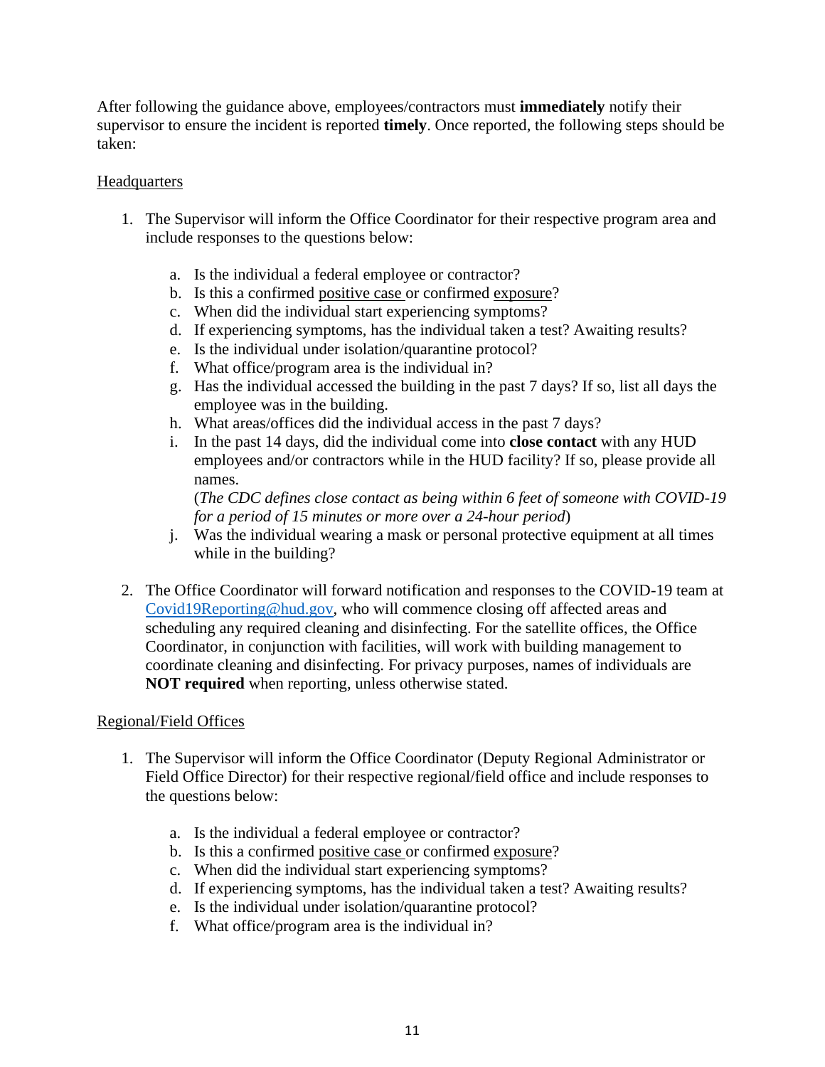After following the guidance above, employees/contractors must **immediately** notify their supervisor to ensure the incident is reported **timely**. Once reported, the following steps should be taken:

Headquarters

1. The Supervisor will inform the Office Coordinator for their respective program area and include responses to the questions below:

    a. Is the individual a federal employee or contractor?
    b. Is this a confirmed positive case or confirmed exposure?
    c. When did the individual start experiencing symptoms?
    d. If experiencing symptoms, has the individual taken a test? Awaiting results?
    e. Is the individual under isolation/quarantine protocol?
    f. What office/program area is the individual in?
    g. Has the individual accessed the building in the past 7 days? If so, list all days the employee was in the building.
    h. What areas/offices did the individual access in the past 7 days?
    i. In the past 14 days, did the individual come into **close contact** with any HUD employees and/or contractors while in the HUD facility? If so, please provide all names.
    (*The CDC defines close contact as being within 6 feet of someone with COVID-19 for a period of 15 minutes or more over a 24-hour period*)
    j. Was the individual wearing a mask or personal protective equipment at all times while in the building?

2. The Office Coordinator will forward notification and responses to the COVID-19 team at Covid19Reporting@hud.gov, who will commence closing off affected areas and scheduling any required cleaning and disinfecting. For the satellite offices, the Office Coordinator, in conjunction with facilities, will work with building management to coordinate cleaning and disinfecting. For privacy purposes, names of individuals are **NOT required** when reporting, unless otherwise stated.

Regional/Field Offices

1. The Supervisor will inform the Office Coordinator (Deputy Regional Administrator or Field Office Director) for their respective regional/field office and include responses to the questions below:

    a. Is the individual a federal employee or contractor?
    b. Is this a confirmed positive case or confirmed exposure?
    c. When did the individual start experiencing symptoms?
    d. If experiencing symptoms, has the individual taken a test? Awaiting results?
    e. Is the individual under isolation/quarantine protocol?
    f. What office/program area is the individual in?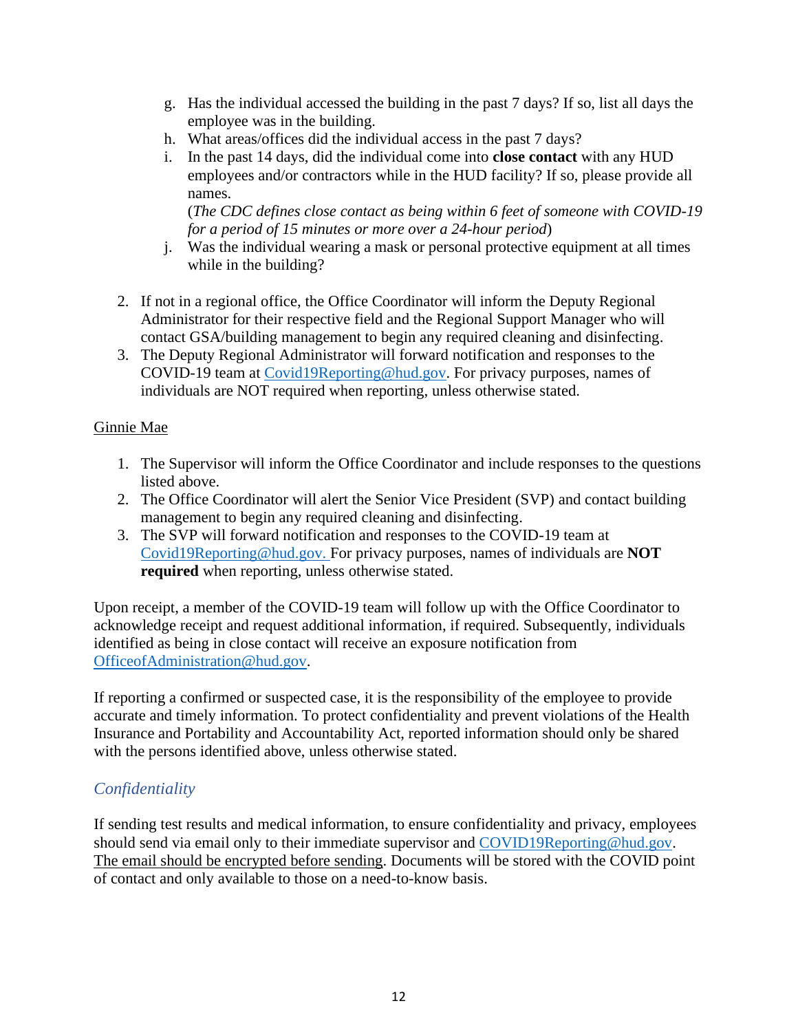g. Has the individual accessed the building in the past 7 days? If so, list all days the employee was in the building.
h. What areas/offices did the individual access in the past 7 days?
i. In the past 14 days, did the individual come into **close contact** with any HUD employees and/or contractors while in the HUD facility? If so, please provide all names.
   (*The CDC defines close contact as being within 6 feet of someone with COVID-19 for a period of 15 minutes or more over a 24-hour period*)
j. Was the individual wearing a mask or personal protective equipment at all times while in the building?

2. If not in a regional office, the Office Coordinator will inform the Deputy Regional Administrator for their respective field and the Regional Support Manager who will contact GSA/building management to begin any required cleaning and disinfecting.
3. The Deputy Regional Administrator will forward notification and responses to the COVID-19 team at Covid19Reporting@hud.gov. For privacy purposes, names of individuals are NOT required when reporting, unless otherwise stated.

Ginnie Mae

1. The Supervisor will inform the Office Coordinator and include responses to the questions listed above.
2. The Office Coordinator will alert the Senior Vice President (SVP) and contact building management to begin any required cleaning and disinfecting.
3. The SVP will forward notification and responses to the COVID-19 team at Covid19Reporting@hud.gov. For privacy purposes, names of individuals are **NOT required** when reporting, unless otherwise stated.

Upon receipt, a member of the COVID-19 team will follow up with the Office Coordinator to acknowledge receipt and request additional information, if required. Subsequently, individuals identified as being in close contact will receive an exposure notification from OfficeofAdministration@hud.gov.

If reporting a confirmed or suspected case, it is the responsibility of the employee to provide accurate and timely information. To protect confidentiality and prevent violations of the Health Insurance and Portability and Accountability Act, reported information should only be shared with the persons identified above, unless otherwise stated.

### *Confidentiality*

If sending test results and medical information, to ensure confidentiality and privacy, employees should send via email only to their immediate supervisor and COVID19Reporting@hud.gov. The email should be encrypted before sending. Documents will be stored with the COVID point of contact and only available to those on a need-to-know basis.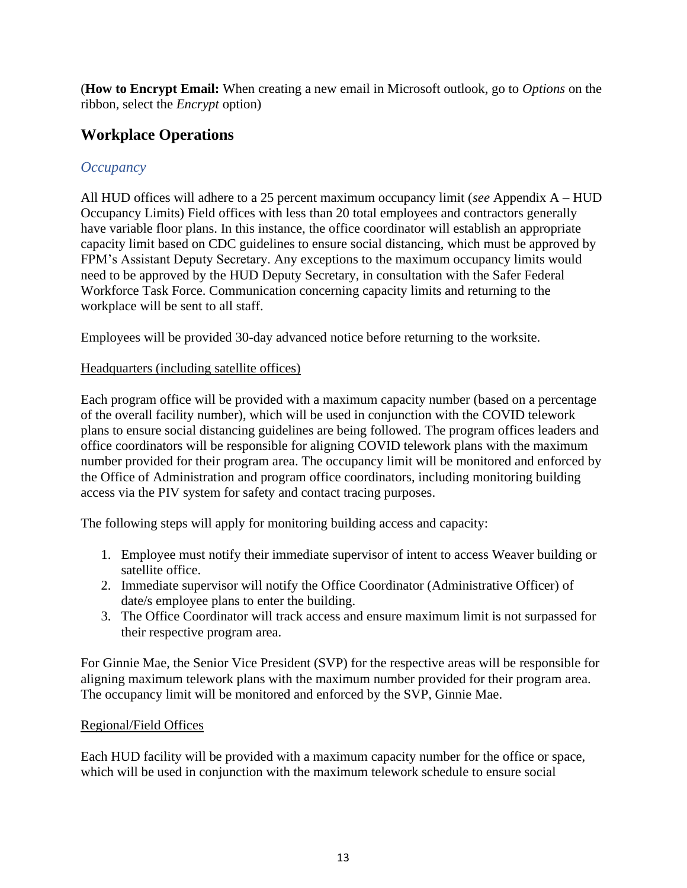(**How to Encrypt Email:** When creating a new email in Microsoft outlook, go to *Options* on the ribbon, select the *Encrypt* option)

## Workplace Operations

### *Occupancy*

All HUD offices will adhere to a 25 percent maximum occupancy limit (*see* Appendix A – HUD Occupancy Limits) Field offices with less than 20 total employees and contractors generally have variable floor plans. In this instance, the office coordinator will establish an appropriate capacity limit based on CDC guidelines to ensure social distancing, which must be approved by FPM's Assistant Deputy Secretary. Any exceptions to the maximum occupancy limits would need to be approved by the HUD Deputy Secretary, in consultation with the Safer Federal Workforce Task Force. Communication concerning capacity limits and returning to the workplace will be sent to all staff.

Employees will be provided 30-day advanced notice before returning to the worksite.

<u>Headquarters (including satellite offices)</u>

Each program office will be provided with a maximum capacity number (based on a percentage of the overall facility number), which will be used in conjunction with the COVID telework plans to ensure social distancing guidelines are being followed. The program offices leaders and office coordinators will be responsible for aligning COVID telework plans with the maximum number provided for their program area. The occupancy limit will be monitored and enforced by the Office of Administration and program office coordinators, including monitoring building access via the PIV system for safety and contact tracing purposes.

The following steps will apply for monitoring building access and capacity:

1. Employee must notify their immediate supervisor of intent to access Weaver building or satellite office.
2. Immediate supervisor will notify the Office Coordinator (Administrative Officer) of date/s employee plans to enter the building.
3. The Office Coordinator will track access and ensure maximum limit is not surpassed for their respective program area.

For Ginnie Mae, the Senior Vice President (SVP) for the respective areas will be responsible for aligning maximum telework plans with the maximum number provided for their program area. The occupancy limit will be monitored and enforced by the SVP, Ginnie Mae.

<u>Regional/Field Offices</u>

Each HUD facility will be provided with a maximum capacity number for the office or space, which will be used in conjunction with the maximum telework schedule to ensure social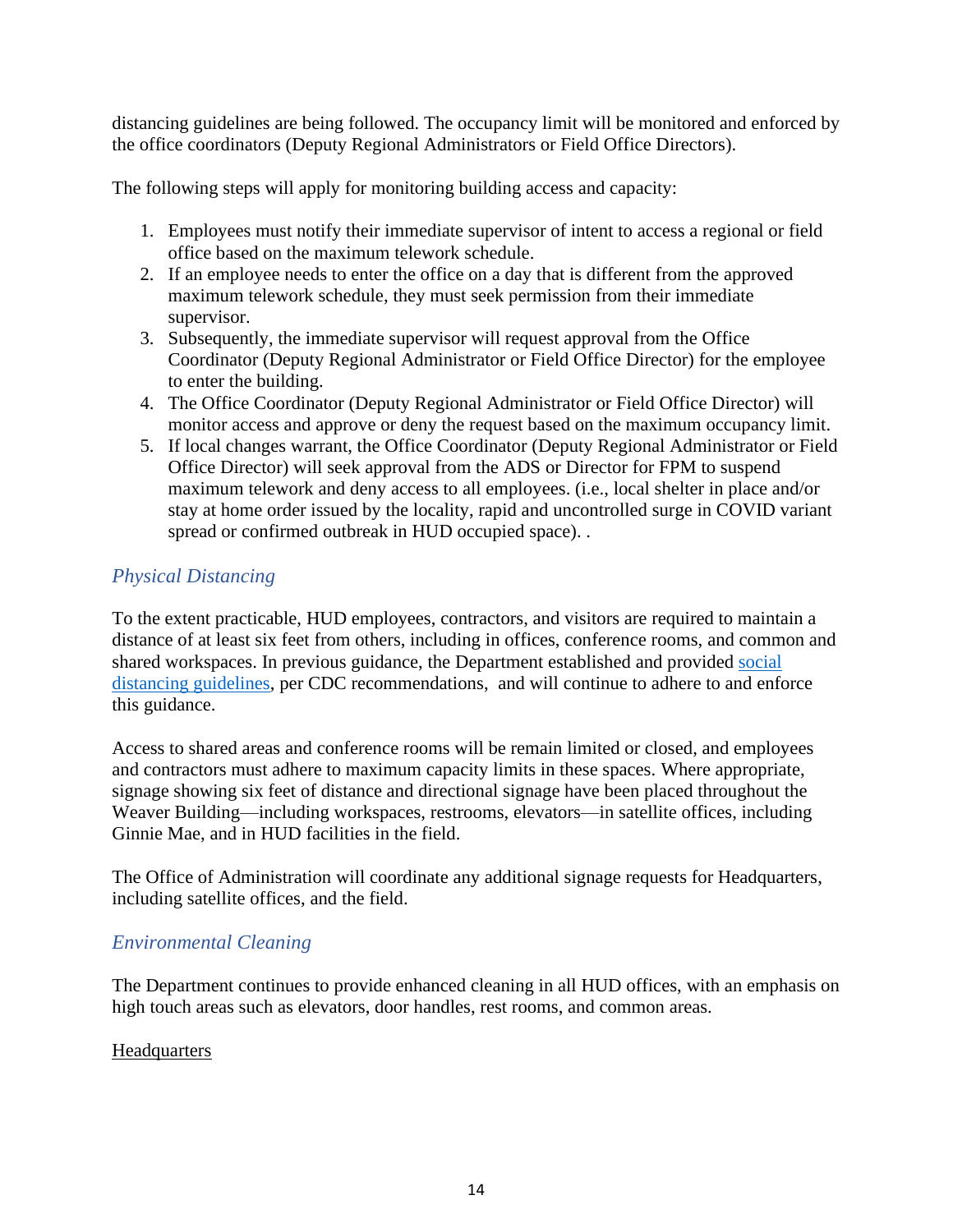distancing guidelines are being followed. The occupancy limit will be monitored and enforced by the office coordinators (Deputy Regional Administrators or Field Office Directors).

The following steps will apply for monitoring building access and capacity:

1. Employees must notify their immediate supervisor of intent to access a regional or field office based on the maximum telework schedule.
2. If an employee needs to enter the office on a day that is different from the approved maximum telework schedule, they must seek permission from their immediate supervisor.
3. Subsequently, the immediate supervisor will request approval from the Office Coordinator (Deputy Regional Administrator or Field Office Director) for the employee to enter the building.
4. The Office Coordinator (Deputy Regional Administrator or Field Office Director) will monitor access and approve or deny the request based on the maximum occupancy limit.
5. If local changes warrant, the Office Coordinator (Deputy Regional Administrator or Field Office Director) will seek approval from the ADS or Director for FPM to suspend maximum telework and deny access to all employees. (i.e., local shelter in place and/or stay at home order issued by the locality, rapid and uncontrolled surge in COVID variant spread or confirmed outbreak in HUD occupied space). .

### *Physical Distancing*

To the extent practicable, HUD employees, contractors, and visitors are required to maintain a distance of at least six feet from others, including in offices, conference rooms, and common and shared workspaces. In previous guidance, the Department established and provided [social distancing guidelines](), per CDC recommendations, and will continue to adhere to and enforce this guidance.

Access to shared areas and conference rooms will be remain limited or closed, and employees and contractors must adhere to maximum capacity limits in these spaces. Where appropriate, signage showing six feet of distance and directional signage have been placed throughout the Weaver Building—including workspaces, restrooms, elevators—in satellite offices, including Ginnie Mae, and in HUD facilities in the field.

The Office of Administration will coordinate any additional signage requests for Headquarters, including satellite offices, and the field.

### *Environmental Cleaning*

The Department continues to provide enhanced cleaning in all HUD offices, with an emphasis on high touch areas such as elevators, door handles, rest rooms, and common areas.

<u>Headquarters</u>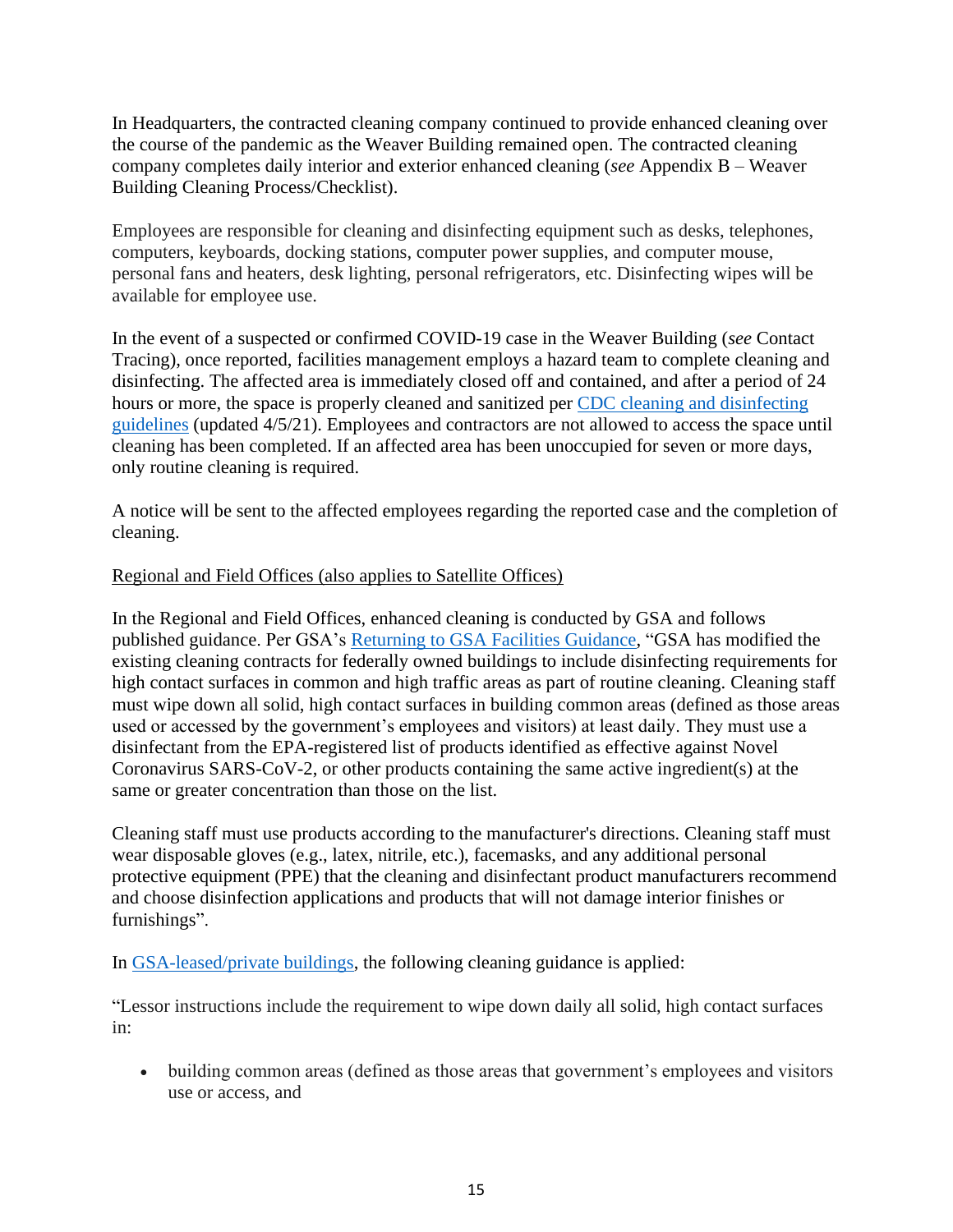In Headquarters, the contracted cleaning company continued to provide enhanced cleaning over the course of the pandemic as the Weaver Building remained open. The contracted cleaning company completes daily interior and exterior enhanced cleaning (*see* Appendix B – Weaver Building Cleaning Process/Checklist).

Employees are responsible for cleaning and disinfecting equipment such as desks, telephones, computers, keyboards, docking stations, computer power supplies, and computer mouse, personal fans and heaters, desk lighting, personal refrigerators, etc. Disinfecting wipes will be available for employee use.

In the event of a suspected or confirmed COVID-19 case in the Weaver Building (*see* Contact Tracing), once reported, facilities management employs a hazard team to complete cleaning and disinfecting. The affected area is immediately closed off and contained, and after a period of 24 hours or more, the space is properly cleaned and sanitized per CDC cleaning and disinfecting guidelines (updated 4/5/21). Employees and contractors are not allowed to access the space until cleaning has been completed. If an affected area has been unoccupied for seven or more days, only routine cleaning is required.

A notice will be sent to the affected employees regarding the reported case and the completion of cleaning.

<u>Regional and Field Offices (also applies to Satellite Offices)</u>

In the Regional and Field Offices, enhanced cleaning is conducted by GSA and follows published guidance. Per GSA's Returning to GSA Facilities Guidance, "GSA has modified the existing cleaning contracts for federally owned buildings to include disinfecting requirements for high contact surfaces in common and high traffic areas as part of routine cleaning. Cleaning staff must wipe down all solid, high contact surfaces in building common areas (defined as those areas used or accessed by the government's employees and visitors) at least daily. They must use a disinfectant from the EPA-registered list of products identified as effective against Novel Coronavirus SARS-CoV-2, or other products containing the same active ingredient(s) at the same or greater concentration than those on the list.

Cleaning staff must use products according to the manufacturer's directions. Cleaning staff must wear disposable gloves (e.g., latex, nitrile, etc.), facemasks, and any additional personal protective equipment (PPE) that the cleaning and disinfectant product manufacturers recommend and choose disinfection applications and products that will not damage interior finishes or furnishings".

In GSA-leased/private buildings, the following cleaning guidance is applied:

"Lessor instructions include the requirement to wipe down daily all solid, high contact surfaces in:

- building common areas (defined as those areas that government's employees and visitors use or access, and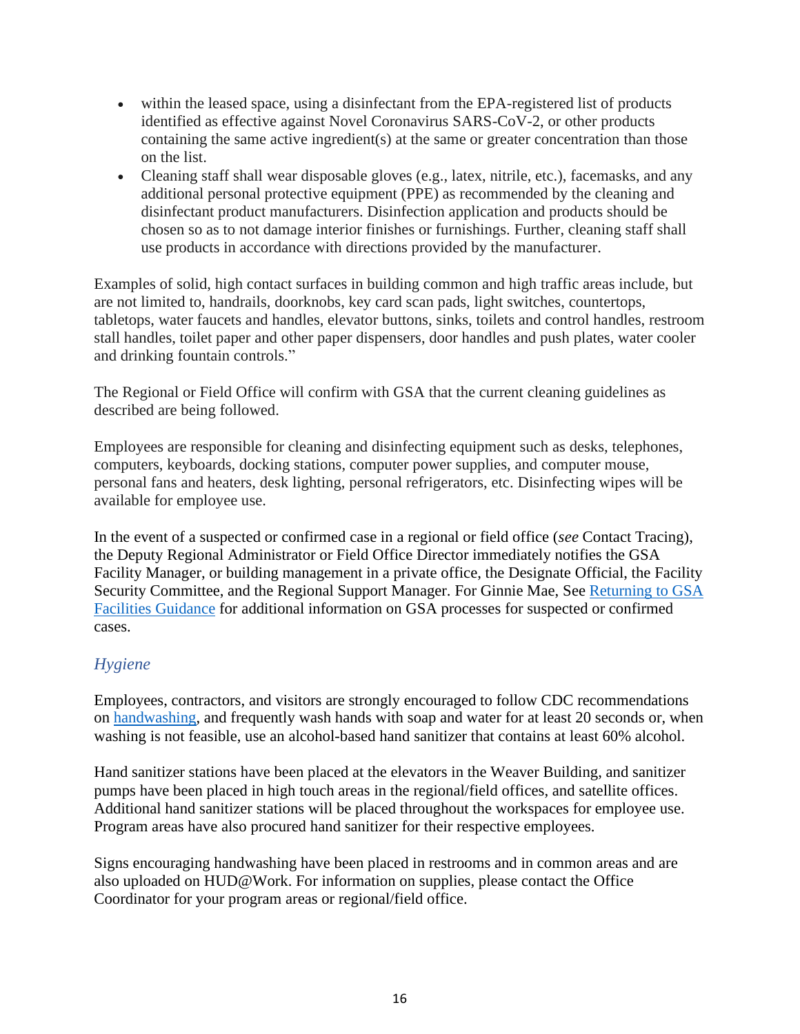- within the leased space, using a disinfectant from the EPA-registered list of products identified as effective against Novel Coronavirus SARS-CoV-2, or other products containing the same active ingredient(s) at the same or greater concentration than those on the list.
- Cleaning staff shall wear disposable gloves (e.g., latex, nitrile, etc.), facemasks, and any additional personal protective equipment (PPE) as recommended by the cleaning and disinfectant product manufacturers. Disinfection application and products should be chosen so as to not damage interior finishes or furnishings. Further, cleaning staff shall use products in accordance with directions provided by the manufacturer.

Examples of solid, high contact surfaces in building common and high traffic areas include, but are not limited to, handrails, doorknobs, key card scan pads, light switches, countertops, tabletops, water faucets and handles, elevator buttons, sinks, toilets and control handles, restroom stall handles, toilet paper and other paper dispensers, door handles and push plates, water cooler and drinking fountain controls."

The Regional or Field Office will confirm with GSA that the current cleaning guidelines as described are being followed.

Employees are responsible for cleaning and disinfecting equipment such as desks, telephones, computers, keyboards, docking stations, computer power supplies, and computer mouse, personal fans and heaters, desk lighting, personal refrigerators, etc. Disinfecting wipes will be available for employee use.

In the event of a suspected or confirmed case in a regional or field office (*see* Contact Tracing), the Deputy Regional Administrator or Field Office Director immediately notifies the GSA Facility Manager, or building management in a private office, the Designate Official, the Facility Security Committee, and the Regional Support Manager. For Ginnie Mae, See Returning to GSA Facilities Guidance for additional information on GSA processes for suspected or confirmed cases.

### *Hygiene*

Employees, contractors, and visitors are strongly encouraged to follow CDC recommendations on handwashing, and frequently wash hands with soap and water for at least 20 seconds or, when washing is not feasible, use an alcohol-based hand sanitizer that contains at least 60% alcohol.

Hand sanitizer stations have been placed at the elevators in the Weaver Building, and sanitizer pumps have been placed in high touch areas in the regional/field offices, and satellite offices. Additional hand sanitizer stations will be placed throughout the workspaces for employee use. Program areas have also procured hand sanitizer for their respective employees.

Signs encouraging handwashing have been placed in restrooms and in common areas and are also uploaded on HUD@Work. For information on supplies, please contact the Office Coordinator for your program areas or regional/field office.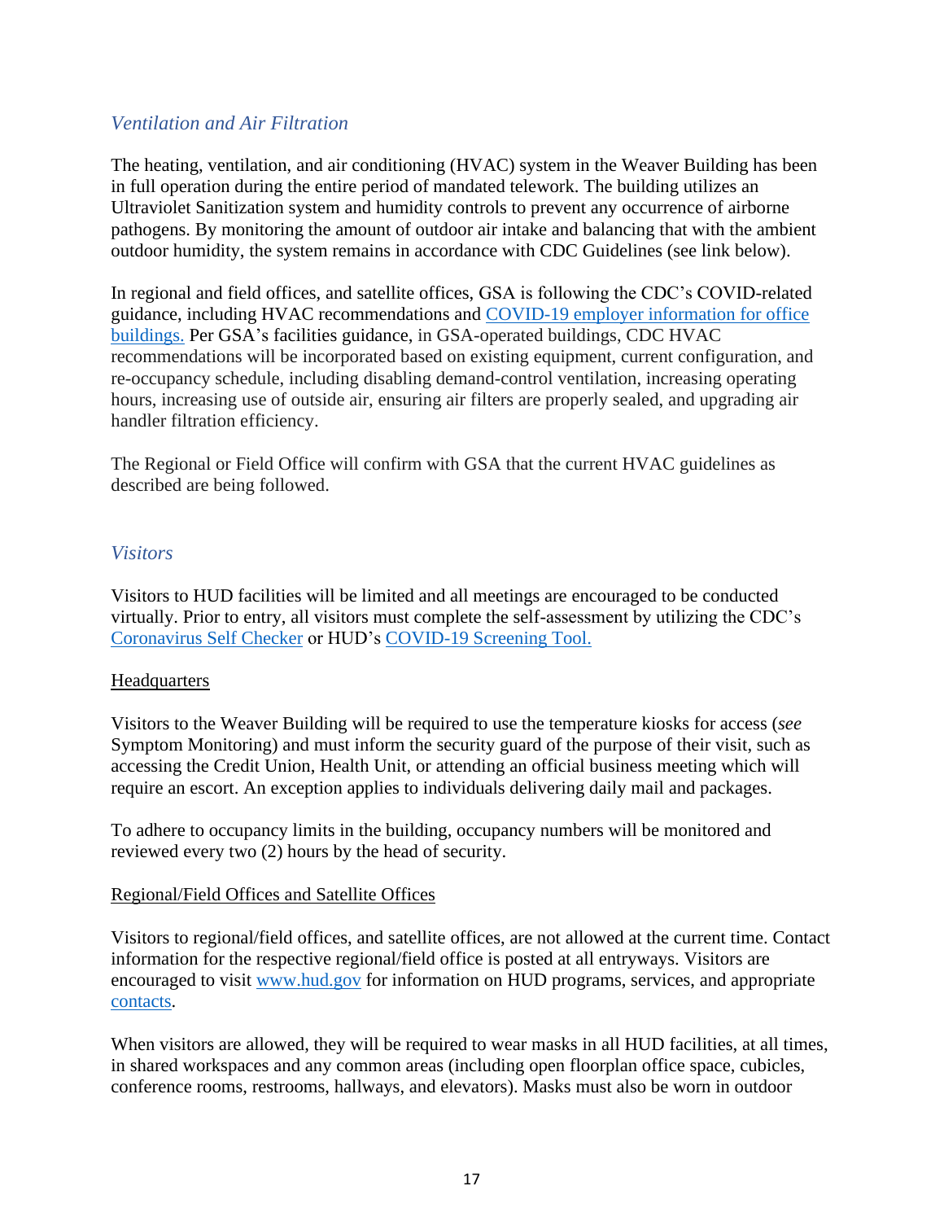### *Ventilation and Air Filtration*

The heating, ventilation, and air conditioning (HVAC) system in the Weaver Building has been in full operation during the entire period of mandated telework. The building utilizes an Ultraviolet Sanitization system and humidity controls to prevent any occurrence of airborne pathogens. By monitoring the amount of outdoor air intake and balancing that with the ambient outdoor humidity, the system remains in accordance with CDC Guidelines (see link below).

In regional and field offices, and satellite offices, GSA is following the CDC's COVID-related guidance, including HVAC recommendations and [COVID-19 employer information for office buildings.](#) Per GSA's facilities guidance, in GSA-operated buildings, CDC HVAC recommendations will be incorporated based on existing equipment, current configuration, and re-occupancy schedule, including disabling demand-control ventilation, increasing operating hours, increasing use of outside air, ensuring air filters are properly sealed, and upgrading air handler filtration efficiency.

The Regional or Field Office will confirm with GSA that the current HVAC guidelines as described are being followed.

### *Visitors*

Visitors to HUD facilities will be limited and all meetings are encouraged to be conducted virtually. Prior to entry, all visitors must complete the self-assessment by utilizing the CDC's [Coronavirus Self Checker](#) or HUD's [COVID-19 Screening Tool.](#)

<u>Headquarters</u>

Visitors to the Weaver Building will be required to use the temperature kiosks for access (*see* Symptom Monitoring) and must inform the security guard of the purpose of their visit, such as accessing the Credit Union, Health Unit, or attending an official business meeting which will require an escort. An exception applies to individuals delivering daily mail and packages.

To adhere to occupancy limits in the building, occupancy numbers will be monitored and reviewed every two (2) hours by the head of security.

<u>Regional/Field Offices and Satellite Offices</u>

Visitors to regional/field offices, and satellite offices, are not allowed at the current time. Contact information for the respective regional/field office is posted at all entryways. Visitors are encouraged to visit [www.hud.gov](http://www.hud.gov) for information on HUD programs, services, and appropriate [contacts](#).

When visitors are allowed, they will be required to wear masks in all HUD facilities, at all times, in shared workspaces and any common areas (including open floorplan office space, cubicles, conference rooms, restrooms, hallways, and elevators). Masks must also be worn in outdoor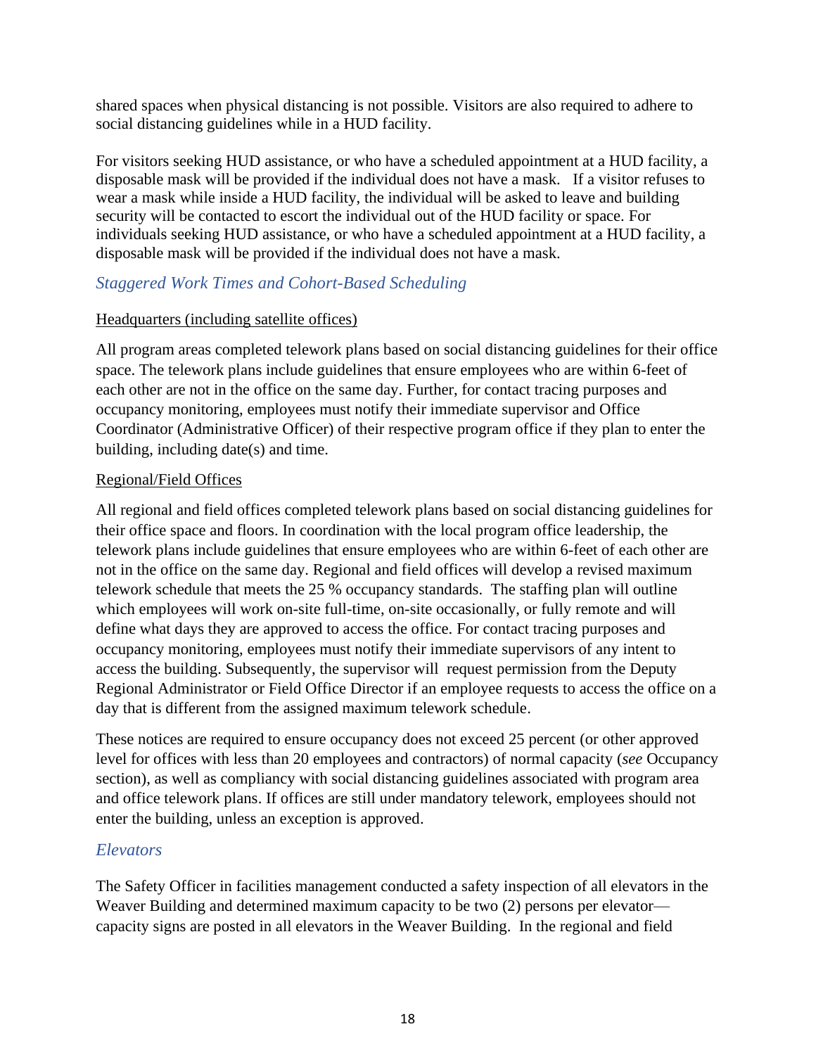shared spaces when physical distancing is not possible. Visitors are also required to adhere to social distancing guidelines while in a HUD facility.

For visitors seeking HUD assistance, or who have a scheduled appointment at a HUD facility, a disposable mask will be provided if the individual does not have a mask. If a visitor refuses to wear a mask while inside a HUD facility, the individual will be asked to leave and building security will be contacted to escort the individual out of the HUD facility or space. For individuals seeking HUD assistance, or who have a scheduled appointment at a HUD facility, a disposable mask will be provided if the individual does not have a mask.

### *Staggered Work Times and Cohort-Based Scheduling*

Headquarters (including satellite offices)

All program areas completed telework plans based on social distancing guidelines for their office space. The telework plans include guidelines that ensure employees who are within 6-feet of each other are not in the office on the same day. Further, for contact tracing purposes and occupancy monitoring, employees must notify their immediate supervisor and Office Coordinator (Administrative Officer) of their respective program office if they plan to enter the building, including date(s) and time.

Regional/Field Offices

All regional and field offices completed telework plans based on social distancing guidelines for their office space and floors. In coordination with the local program office leadership, the telework plans include guidelines that ensure employees who are within 6-feet of each other are not in the office on the same day. Regional and field offices will develop a revised maximum telework schedule that meets the 25 % occupancy standards. The staffing plan will outline which employees will work on-site full-time, on-site occasionally, or fully remote and will define what days they are approved to access the office. For contact tracing purposes and occupancy monitoring, employees must notify their immediate supervisors of any intent to access the building. Subsequently, the supervisor will request permission from the Deputy Regional Administrator or Field Office Director if an employee requests to access the office on a day that is different from the assigned maximum telework schedule.

These notices are required to ensure occupancy does not exceed 25 percent (or other approved level for offices with less than 20 employees and contractors) of normal capacity (*see* Occupancy section), as well as compliancy with social distancing guidelines associated with program area and office telework plans. If offices are still under mandatory telework, employees should not enter the building, unless an exception is approved.

### *Elevators*

The Safety Officer in facilities management conducted a safety inspection of all elevators in the Weaver Building and determined maximum capacity to be two (2) persons per elevator—capacity signs are posted in all elevators in the Weaver Building. In the regional and field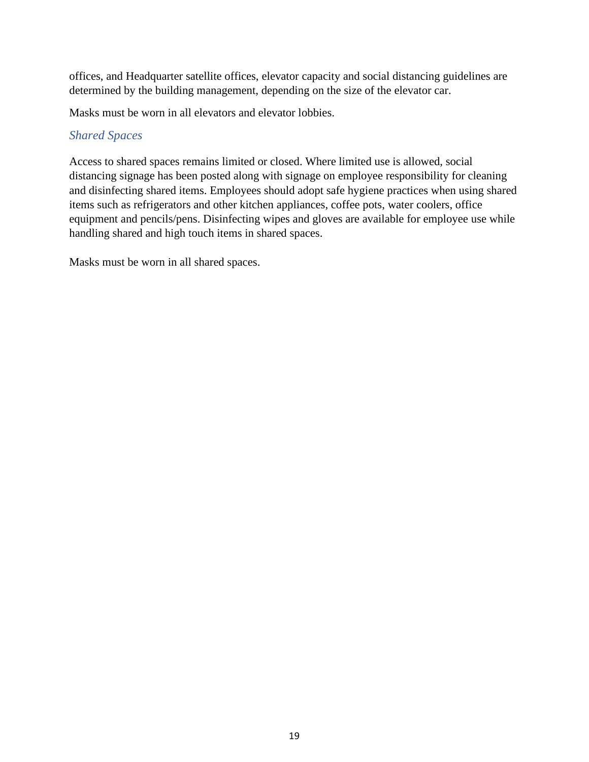offices, and Headquarter satellite offices, elevator capacity and social distancing guidelines are determined by the building management, depending on the size of the elevator car.

Masks must be worn in all elevators and elevator lobbies.

### *Shared Spaces*

Access to shared spaces remains limited or closed. Where limited use is allowed, social distancing signage has been posted along with signage on employee responsibility for cleaning and disinfecting shared items. Employees should adopt safe hygiene practices when using shared items such as refrigerators and other kitchen appliances, coffee pots, water coolers, office equipment and pencils/pens. Disinfecting wipes and gloves are available for employee use while handling shared and high touch items in shared spaces.

Masks must be worn in all shared spaces.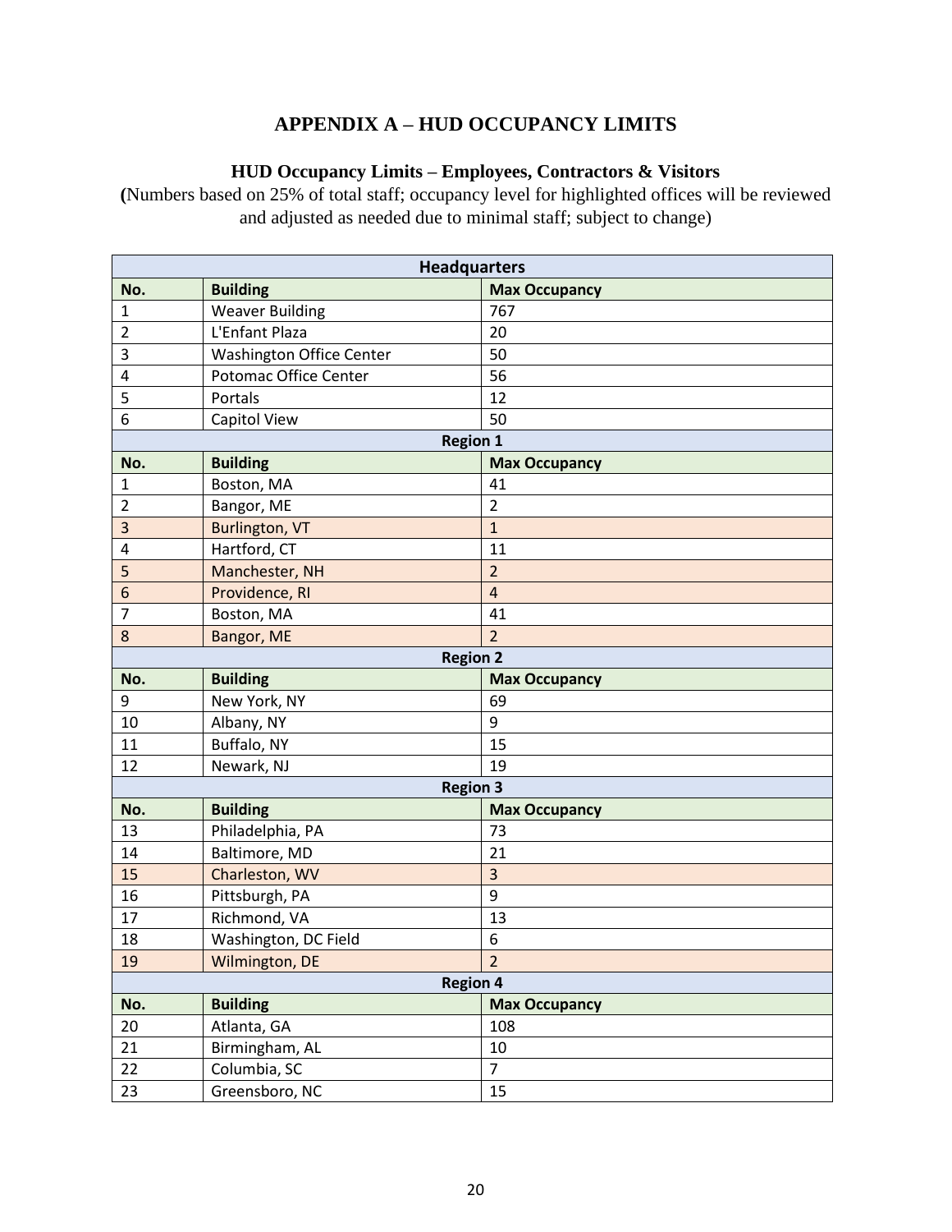# APPENDIX A – HUD OCCUPANCY LIMITS

## HUD Occupancy Limits – Employees, Contractors & Visitors

(Numbers based on 25% of total staff; occupancy level for highlighted offices will be reviewed and adjusted as needed due to minimal staff; subject to change)

| Headquarters | | |
|---|---|---|
| **No.** | **Building** | **Max Occupancy** |
| 1 | Weaver Building | 767 |
| 2 | L'Enfant Plaza | 20 |
| 3 | Washington Office Center | 50 |
| 4 | Potomac Office Center | 56 |
| 5 | Portals | 12 |
| 6 | Capitol View | 50 |
| **Region 1** | | |
| **No.** | **Building** | **Max Occupancy** |
| 1 | Boston, MA | 41 |
| 2 | Bangor, ME | 2 |
| 3 | Burlington, VT | 1 |
| 4 | Hartford, CT | 11 |
| 5 | Manchester, NH | 2 |
| 6 | Providence, RI | 4 |
| 7 | Boston, MA | 41 |
| 8 | Bangor, ME | 2 |
| **Region 2** | | |
| **No.** | **Building** | **Max Occupancy** |
| 9 | New York, NY | 69 |
| 10 | Albany, NY | 9 |
| 11 | Buffalo, NY | 15 |
| 12 | Newark, NJ | 19 |
| **Region 3** | | |
| **No.** | **Building** | **Max Occupancy** |
| 13 | Philadelphia, PA | 73 |
| 14 | Baltimore, MD | 21 |
| 15 | Charleston, WV | 3 |
| 16 | Pittsburgh, PA | 9 |
| 17 | Richmond, VA | 13 |
| 18 | Washington, DC Field | 6 |
| 19 | Wilmington, DE | 2 |
| **Region 4** | | |
| **No.** | **Building** | **Max Occupancy** |
| 20 | Atlanta, GA | 108 |
| 21 | Birmingham, AL | 10 |
| 22 | Columbia, SC | 7 |
| 23 | Greensboro, NC | 15 |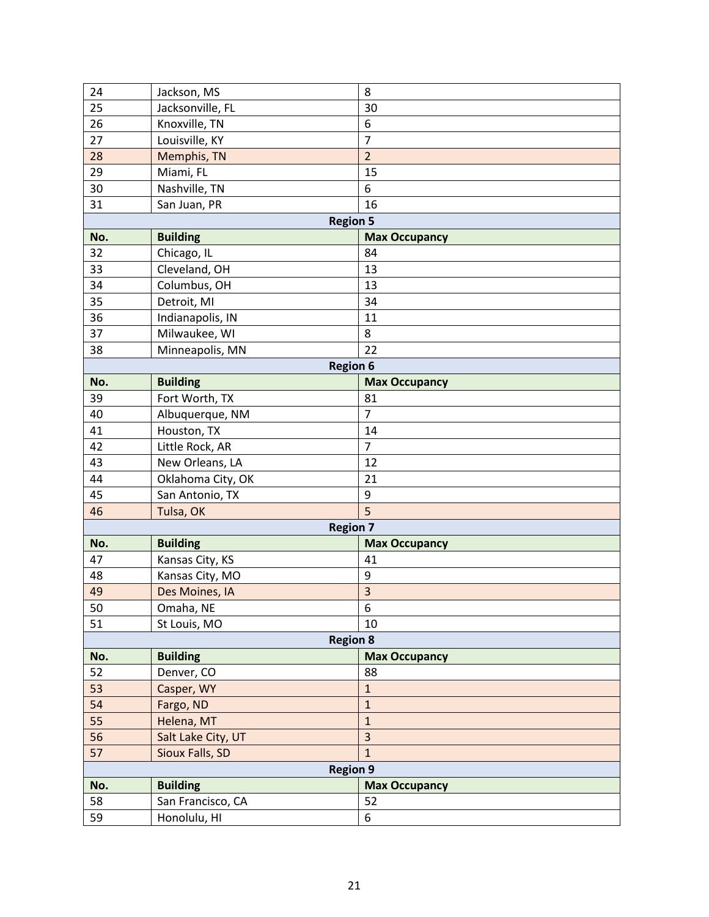| No. | Building | Max Occupancy |
|---|---|---|
| 24 | Jackson, MS | 8 |
| 25 | Jacksonville, FL | 30 |
| 26 | Knoxville, TN | 6 |
| 27 | Louisville, KY | 7 |
| 28 | Memphis, TN | 2 |
| 29 | Miami, FL | 15 |
| 30 | Nashville, TN | 6 |
| 31 | San Juan, PR | 16 |
| **Region 5** | | |
| **No.** | **Building** | **Max Occupancy** |
| 32 | Chicago, IL | 84 |
| 33 | Cleveland, OH | 13 |
| 34 | Columbus, OH | 13 |
| 35 | Detroit, MI | 34 |
| 36 | Indianapolis, IN | 11 |
| 37 | Milwaukee, WI | 8 |
| 38 | Minneapolis, MN | 22 |
| **Region 6** | | |
| **No.** | **Building** | **Max Occupancy** |
| 39 | Fort Worth, TX | 81 |
| 40 | Albuquerque, NM | 7 |
| 41 | Houston, TX | 14 |
| 42 | Little Rock, AR | 7 |
| 43 | New Orleans, LA | 12 |
| 44 | Oklahoma City, OK | 21 |
| 45 | San Antonio, TX | 9 |
| 46 | Tulsa, OK | 5 |
| **Region 7** | | |
| **No.** | **Building** | **Max Occupancy** |
| 47 | Kansas City, KS | 41 |
| 48 | Kansas City, MO | 9 |
| 49 | Des Moines, IA | 3 |
| 50 | Omaha, NE | 6 |
| 51 | St Louis, MO | 10 |
| **Region 8** | | |
| **No.** | **Building** | **Max Occupancy** |
| 52 | Denver, CO | 88 |
| 53 | Casper, WY | 1 |
| 54 | Fargo, ND | 1 |
| 55 | Helena, MT | 1 |
| 56 | Salt Lake City, UT | 3 |
| 57 | Sioux Falls, SD | 1 |
| **Region 9** | | |
| **No.** | **Building** | **Max Occupancy** |
| 58 | San Francisco, CA | 52 |
| 59 | Honolulu, HI | 6 |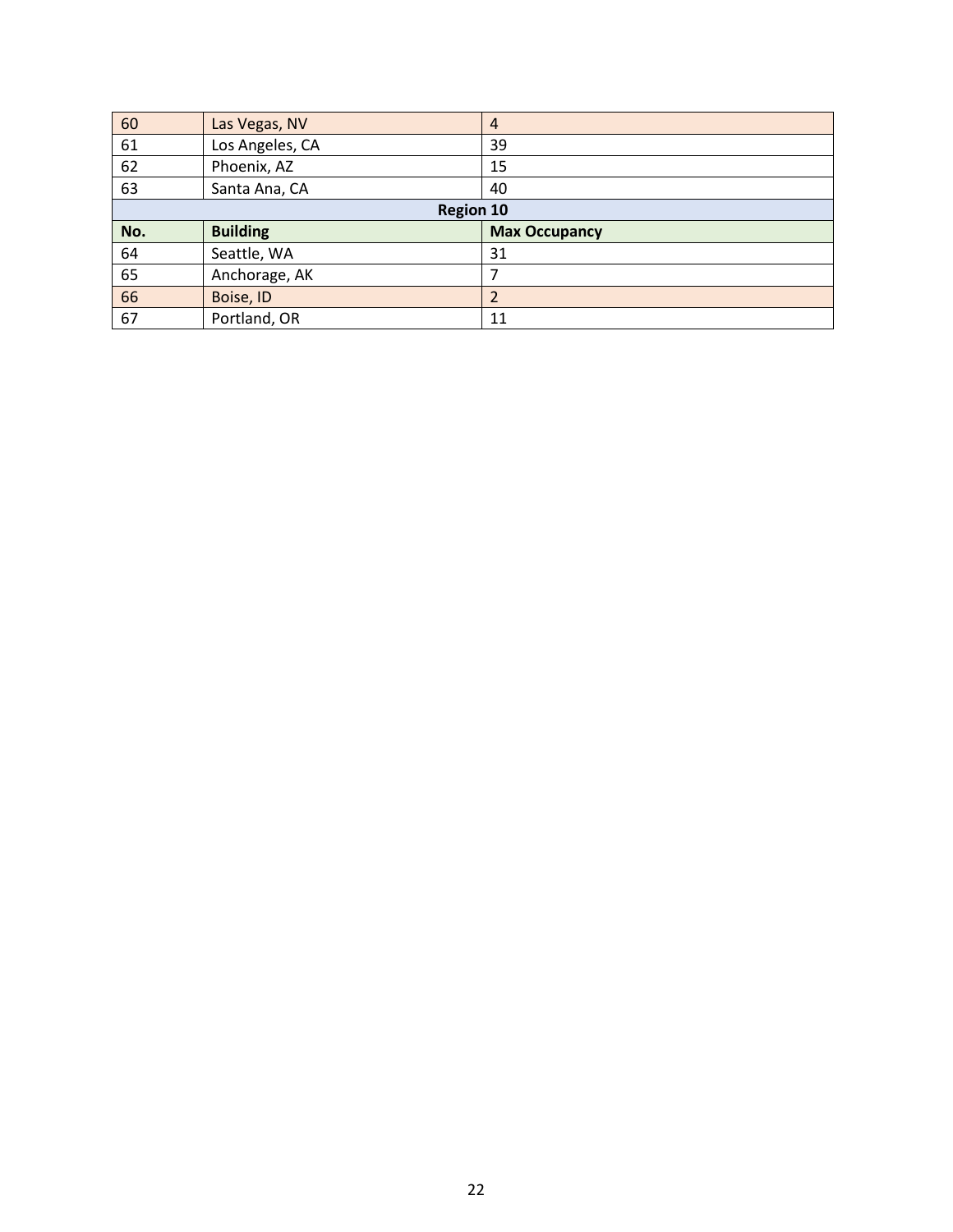| 60 | Las Vegas, NV | 4 |
|---|---|---|
| 61 | Los Angeles, CA | 39 |
| 62 | Phoenix, AZ | 15 |
| 63 | Santa Ana, CA | 40 |
| **Region 10** | | |
| **No.** | **Building** | **Max Occupancy** |
| 64 | Seattle, WA | 31 |
| 65 | Anchorage, AK | 7 |
| 66 | Boise, ID | 2 |
| 67 | Portland, OR | 11 |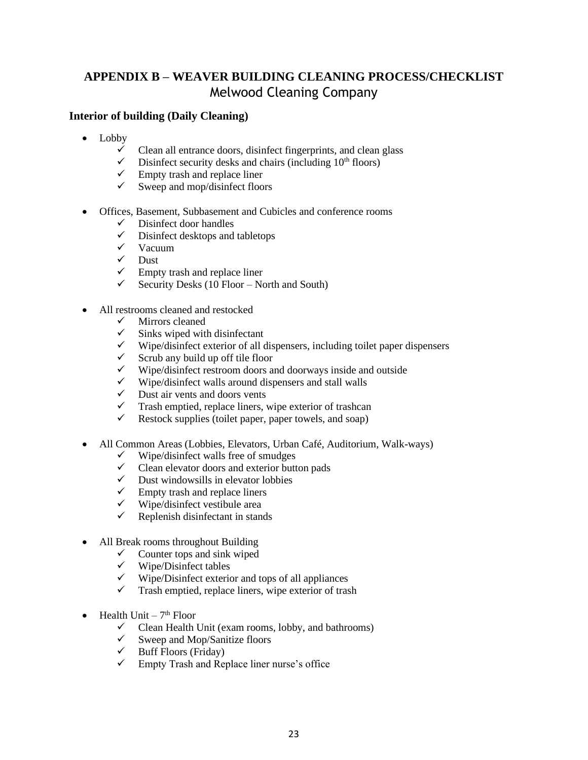# APPENDIX B – WEAVER BUILDING CLEANING PROCESS/CHECKLIST

Melwood Cleaning Company

## Interior of building (Daily Cleaning)

- Lobby
  - ✓ Clean all entrance doors, disinfect fingerprints, and clean glass
  - ✓ Disinfect security desks and chairs (including 10th floors)
  - ✓ Empty trash and replace liner
  - ✓ Sweep and mop/disinfect floors
- Offices, Basement, Subbasement and Cubicles and conference rooms
  - ✓ Disinfect door handles
  - ✓ Disinfect desktops and tabletops
  - ✓ Vacuum
  - ✓ Dust
  - ✓ Empty trash and replace liner
  - ✓ Security Desks (10 Floor – North and South)
- All restrooms cleaned and restocked
  - ✓ Mirrors cleaned
  - ✓ Sinks wiped with disinfectant
  - ✓ Wipe/disinfect exterior of all dispensers, including toilet paper dispensers
  - ✓ Scrub any build up off tile floor
  - ✓ Wipe/disinfect restroom doors and doorways inside and outside
  - ✓ Wipe/disinfect walls around dispensers and stall walls
  - ✓ Dust air vents and doors vents
  - ✓ Trash emptied, replace liners, wipe exterior of trashcan
  - ✓ Restock supplies (toilet paper, paper towels, and soap)
- All Common Areas (Lobbies, Elevators, Urban Café, Auditorium, Walk-ways)
  - ✓ Wipe/disinfect walls free of smudges
  - ✓ Clean elevator doors and exterior button pads
  - ✓ Dust windowsills in elevator lobbies
  - ✓ Empty trash and replace liners
  - ✓ Wipe/disinfect vestibule area
  - ✓ Replenish disinfectant in stands
- All Break rooms throughout Building
  - ✓ Counter tops and sink wiped
  - ✓ Wipe/Disinfect tables
  - ✓ Wipe/Disinfect exterior and tops of all appliances
  - ✓ Trash emptied, replace liners, wipe exterior of trash
- Health Unit – 7th Floor
  - ✓ Clean Health Unit (exam rooms, lobby, and bathrooms)
  - ✓ Sweep and Mop/Sanitize floors
  - ✓ Buff Floors (Friday)
  - ✓ Empty Trash and Replace liner nurse's office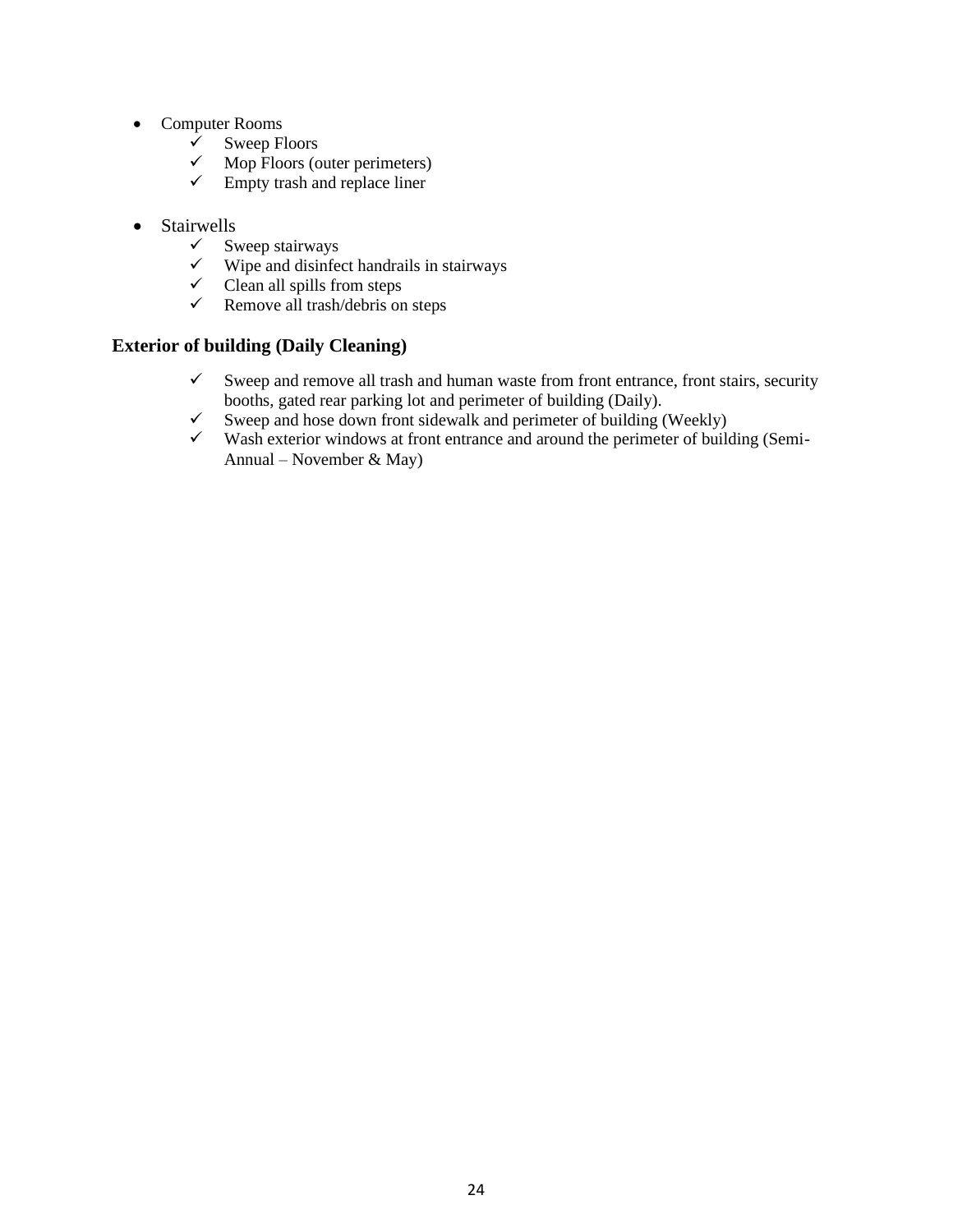- Computer Rooms
  - ✓ Sweep Floors
  - ✓ Mop Floors (outer perimeters)
  - ✓ Empty trash and replace liner

- Stairwells
  - ✓ Sweep stairways
  - ✓ Wipe and disinfect handrails in stairways
  - ✓ Clean all spills from steps
  - ✓ Remove all trash/debris on steps

### Exterior of building (Daily Cleaning)

- ✓ Sweep and remove all trash and human waste from front entrance, front stairs, security booths, gated rear parking lot and perimeter of building (Daily).
- ✓ Sweep and hose down front sidewalk and perimeter of building (Weekly)
- ✓ Wash exterior windows at front entrance and around the perimeter of building (Semi-Annual – November & May)